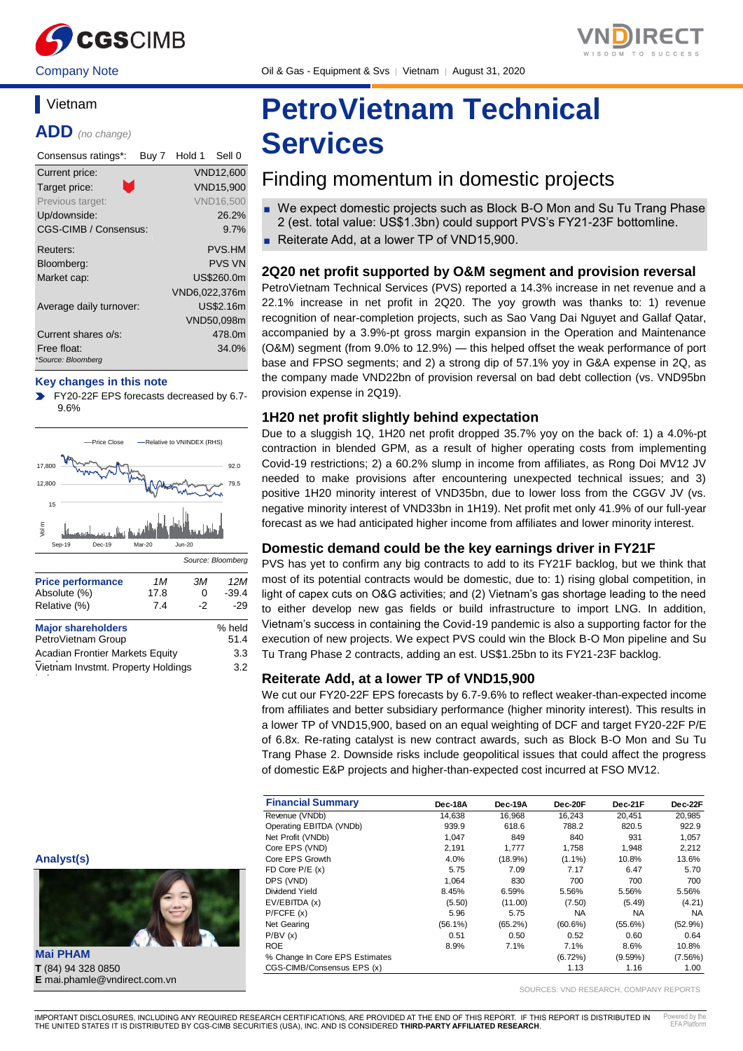Company Note | Oil & Gas - Equipment & Svs | Vietnam | August 31, 2020

# PetroVietnam Technical Services

## Finding momentum in domestic projects

- We expect domestic projects such as Block B-O Mon and Su Tu Trang Phase 2 (est. total value: US$1.3bn) could support PVS's FY21-23F bottomline.
- Reiterate Add, at a lower TP of VND15,900.

### Vietnam

**ADD** *(no change)*

| Consensus ratings*: | Buy 7 | Hold 1 | Sell 0 |
|---|---|---|---|

| | |
|---|---|
| Current price: | VND12,600 |
| Target price: | VND15,900 |
| Previous target: | VND16,500 |
| Up/downside: | 26.2% |
| CGS-CIMB / Consensus: | 9.7% |
| Reuters: | PVS.HM |
| Bloomberg: | PVS VN |
| Market cap: | US$260.0m |
| | VND6,022,376m |
| Average daily turnover: | US$2.16m |
| | VND50,098m |
| Current shares o/s: | 478.0m |
| Free float: | 34.0% |

*Source: Bloomberg

**Key changes in this note**

- FY20-22F EPS forecasts decreased by 6.7-9.6%

Source: Bloomberg

| Price performance | 1M | 3M | 12M |
|---|---|---|---|
| Absolute (%) | 17.8 | 0 | -39.4 |
| Relative (%) | 7.4 | -2 | -29 |

| Major shareholders | % held |
|---|---|
| PetroVietnam Group | 51.4 |
| Acadian Frontier Markets Equity | 3.3 |
| Vietnam Invstmt. Property Holdings | 3.2 |

### 2Q20 net profit supported by O&M segment and provision reversal

PetroVietnam Technical Services (PVS) reported a 14.3% increase in net revenue and a 22.1% increase in net profit in 2Q20. The yoy growth was thanks to: 1) revenue recognition of near-completion projects, such as Sao Vang Dai Nguyet and Gallaf Qatar, accompanied by a 3.9%-pt gross margin expansion in the Operation and Maintenance (O&M) segment (from 9.0% to 12.9%) — this helped offset the weak performance of port base and FPSO segments; and 2) a strong dip of 57.1% yoy in G&A expense in 2Q, as the company made VND22bn of provision reversal on bad debt collection (vs. VND95bn provision expense in 2Q19).

### 1H20 net profit slightly behind expectation

Due to a sluggish 1Q, 1H20 net profit dropped 35.7% yoy on the back of: 1) a 4.0%-pt contraction in blended GPM, as a result of higher operating costs from implementing Covid-19 restrictions; 2) a 60.2% slump in income from affiliates, as Rong Doi MV12 JV needed to make provisions after encountering unexpected technical issues; and 3) positive 1H20 minority interest of VND35bn, due to lower loss from the CGGV JV (vs. negative minority interest of VND33bn in 1H19). Net profit met only 41.9% of our full-year forecast as we had anticipated higher income from affiliates and lower minority interest.

### Domestic demand could be the key earnings driver in FY21F

PVS has yet to confirm any big contracts to add to its FY21F backlog, but we think that most of its potential contracts would be domestic, due to: 1) rising global competition, in light of capex cuts on O&G activities; and 2) Vietnam's gas shortage leading to the need to either develop new gas fields or build infrastructure to import LNG. In addition, Vietnam's success in containing the Covid-19 pandemic is also a supporting factor for the execution of new projects. We expect PVS could win the Block B-O Mon pipeline and Su Tu Trang Phase 2 contracts, adding an est. US$1.25bn to its FY21-23F backlog.

### Reiterate Add, at a lower TP of VND15,900

We cut our FY20-22F EPS forecasts by 6.7-9.6% to reflect weaker-than-expected income from affiliates and better subsidiary performance (higher minority interest). This results in a lower TP of VND15,900, based on an equal weighting of DCF and target FY20-22F P/E of 6.8x. Re-rating catalyst is new contract awards, such as Block B-O Mon and Su Tu Trang Phase 2. Downside risks include geopolitical issues that could affect the progress of domestic E&P projects and higher-than-expected cost incurred at FSO MV12.

| Financial Summary | Dec-18A | Dec-19A | Dec-20F | Dec-21F | Dec-22F |
|---|---|---|---|---|---|
| Revenue (VNDb) | 14,638 | 16,968 | 16,243 | 20,451 | 20,985 |
| Operating EBITDA (VNDb) | 939.9 | 618.6 | 788.2 | 820.5 | 922.9 |
| Net Profit (VNDb) | 1,047 | 849 | 840 | 931 | 1,057 |
| Core EPS (VND) | 2,191 | 1,777 | 1,758 | 1,948 | 2,212 |
| Core EPS Growth | 4.0% | (18.9%) | (1.1%) | 10.8% | 13.6% |
| FD Core P/E (x) | 5.75 | 7.09 | 7.17 | 6.47 | 5.70 |
| DPS (VND) | 1,064 | 830 | 700 | 700 | 700 |
| Dividend Yield | 8.45% | 6.59% | 5.56% | 5.56% | 5.56% |
| EV/EBITDA (x) | (5.50) | (11.00) | (7.50) | (5.49) | (4.21) |
| P/FCFE (x) | 5.96 | 5.75 | NA | NA | NA |
| Net Gearing | (56.1%) | (65.2%) | (60.6%) | (55.6%) | (52.9%) |
| P/BV (x) | 0.51 | 0.50 | 0.52 | 0.60 | 0.64 |
| ROE | 8.9% | 7.1% | 7.1% | 8.6% | 10.8% |
| % Change In Core EPS Estimates | | | (6.72%) | (9.59%) | (7.56%) |
| CGS-CIMB/Consensus EPS (x) | | | 1.13 | 1.16 | 1.00 |

SOURCES: VND RESEARCH, COMPANY REPORTS

**Analyst(s)**

**Mai PHAM**
**T** (84) 94 328 0850
**E** mai.phamle@vndirect.com.vn

IMPORTANT DISCLOSURES, INCLUDING ANY REQUIRED RESEARCH CERTIFICATIONS, ARE PROVIDED AT THE END OF THIS REPORT. IF THIS REPORT IS DISTRIBUTED IN THE UNITED STATES IT IS DISTRIBUTED BY CGS-CIMB SECURITIES (USA), INC. AND IS CONSIDERED **THIRD-PARTY AFFILIATED RESEARCH**.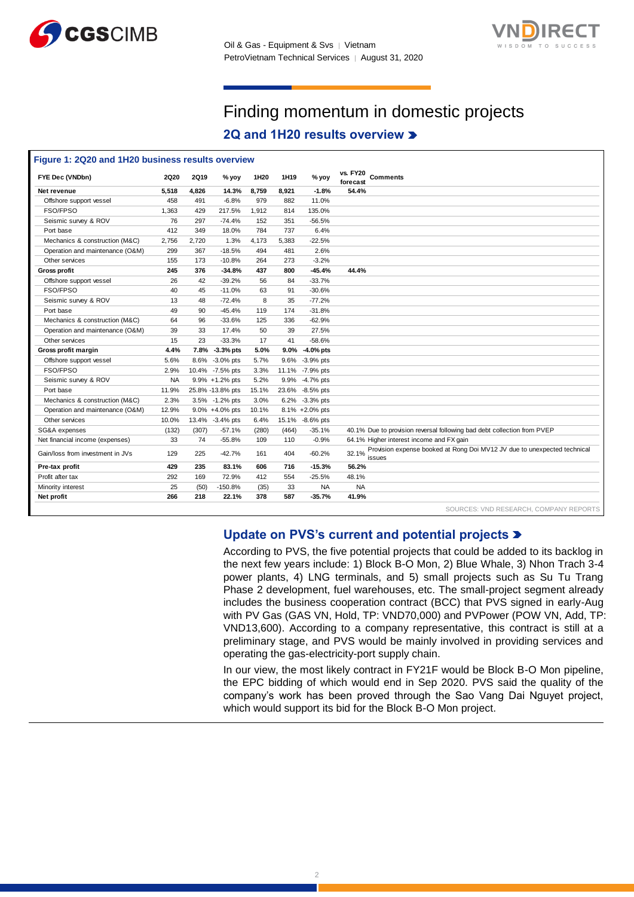# Finding momentum in domestic projects

## 2Q and 1H20 results overview

**Figure 1: 2Q20 and 1H20 business results overview**

| FYE Dec (VNDbn) | 2Q20 | 2Q19 | % yoy | 1H20 | 1H19 | % yoy | vs. FY20 forecast | Comments |
|---|---|---|---|---|---|---|---|---|
| **Net revenue** | **5,518** | **4,826** | **14.3%** | **8,759** | **8,921** | **-1.8%** | **54.4%** | |
| Offshore support vessel | 458 | 491 | -6.8% | 979 | 882 | 11.0% | | |
| FSO/FPSO | 1,363 | 429 | 217.5% | 1,912 | 814 | 135.0% | | |
| Seismic survey & ROV | 76 | 297 | -74.4% | 152 | 351 | -56.5% | | |
| Port base | 412 | 349 | 18.0% | 784 | 737 | 6.4% | | |
| Mechanics & construction (M&C) | 2,756 | 2,720 | 1.3% | 4,173 | 5,383 | -22.5% | | |
| Operation and maintenance (O&M) | 299 | 367 | -18.5% | 494 | 481 | 2.6% | | |
| Other services | 155 | 173 | -10.8% | 264 | 273 | -3.2% | | |
| **Gross profit** | **245** | **376** | **-34.8%** | **437** | **800** | **-45.4%** | **44.4%** | |
| Offshore support vessel | 26 | 42 | -39.2% | 56 | 84 | -33.7% | | |
| FSO/FPSO | 40 | 45 | -11.0% | 63 | 91 | -30.6% | | |
| Seismic survey & ROV | 13 | 48 | -72.4% | 8 | 35 | -77.2% | | |
| Port base | 49 | 90 | -45.4% | 119 | 174 | -31.8% | | |
| Mechanics & construction (M&C) | 64 | 96 | -33.6% | 125 | 336 | -62.9% | | |
| Operation and maintenance (O&M) | 39 | 33 | 17.4% | 50 | 39 | 27.5% | | |
| Other services | 15 | 23 | -33.3% | 17 | 41 | -58.6% | | |
| **Gross profit margin** | **4.4%** | **7.8%** | **-3.3% pts** | **5.0%** | **9.0%** | **-4.0% pts** | | |
| Offshore support vessel | 5.6% | 8.6% | -3.0% pts | 5.7% | 9.6% | -3.9% pts | | |
| FSO/FPSO | 2.9% | 10.4% | -7.5% pts | 3.3% | 11.1% | -7.9% pts | | |
| Seismic survey & ROV | NA | 9.9% | +1.2% pts | 5.2% | 9.9% | -4.7% pts | | |
| Port base | 11.9% | 25.8% | -13.8% pts | 15.1% | 23.6% | -8.5% pts | | |
| Mechanics & construction (M&C) | 2.3% | 3.5% | -1.2% pts | 3.0% | 6.2% | -3.3% pts | | |
| Operation and maintenance (O&M) | 12.9% | 9.0% | +4.0% pts | 10.1% | 8.1% | +2.0% pts | | |
| Other services | 10.0% | 13.4% | -3.4% pts | 6.4% | 15.1% | -8.6% pts | | |
| SG&A expenses | (132) | (307) | -57.1% | (280) | (464) | -35.1% | 40.1% | Due to provision reversal following bad debt collection from PVEP |
| Net financial income (expenses) | 33 | 74 | -55.8% | 109 | 110 | -0.9% | 64.1% | Higher interest income and FX gain |
| Gain/loss from investment in JVs | 129 | 225 | -42.7% | 161 | 404 | -60.2% | 32.1% | Provision expense booked at Rong Doi MV12 JV due to unexpected technical issues |
| **Pre-tax profit** | **429** | **235** | **83.1%** | **606** | **716** | **-15.3%** | **56.2%** | |
| Profit after tax | 292 | 169 | 72.9% | 412 | 554 | -25.5% | 48.1% | |
| Minority interest | 25 | (50) | -150.8% | (35) | 33 | NA | NA | |
| **Net profit** | **266** | **218** | **22.1%** | **378** | **587** | **-35.7%** | **41.9%** | |

SOURCES: VND RESEARCH, COMPANY REPORTS

## Update on PVS's current and potential projects

According to PVS, the five potential projects that could be added to its backlog in the next few years include: 1) Block B-O Mon, 2) Blue Whale, 3) Nhon Trach 3-4 power plants, 4) LNG terminals, and 5) small projects such as Su Tu Trang Phase 2 development, fuel warehouses, etc. The small-project segment already includes the business cooperation contract (BCC) that PVS signed in early-Aug with PV Gas (GAS VN, Hold, TP: VND70,000) and PVPower (POW VN, Add, TP: VND13,600). According to a company representative, this contract is still at a preliminary stage, and PVS would be mainly involved in providing services and operating the gas-electricity-port supply chain.

In our view, the most likely contract in FY21F would be Block B-O Mon pipeline, the EPC bidding of which would end in Sep 2020. PVS said the quality of the company's work has been proved through the Sao Vang Dai Nguyet project, which would support its bid for the Block B-O Mon project.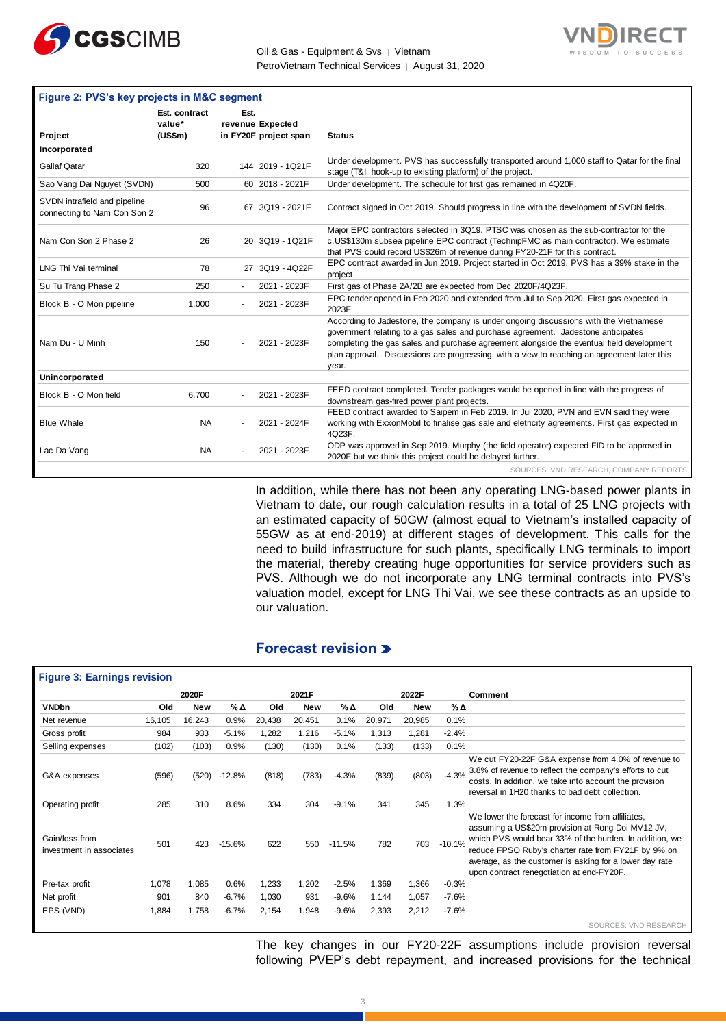**Figure 2: PVS's key projects in M&C segment**

| Project | Est. contract value* (US$m) | Est. revenue in FY20F | Expected project span | Status |
|---|---|---|---|---|
| **Incorporated** | | | | |
| Gallaf Qatar | 320 | 144 | 2019 - 1Q21F | Under development. PVS has successfully transported around 1,000 staff to Qatar for the final stage (T&I, hook-up to existing platform) of the project. |
| Sao Vang Dai Nguyet (SVDN) | 500 | 60 | 2018 - 2021F | Under development. The schedule for first gas remained in 4Q20F. |
| SVDN intrafield and pipeline connecting to Nam Con Son 2 | 96 | 67 | 3Q19 - 2021F | Contract signed in Oct 2019. Should progress in line with the development of SVDN fields. |
| Nam Con Son 2 Phase 2 | 26 | 20 | 3Q19 - 1Q21F | Major EPC contractors selected in 3Q19. PTSC was chosen as the sub-contractor for the c.US$130m subsea pipeline EPC contract (TechnipFMC as main contractor). We estimate that PVS could record US$26m of revenue during FY20-21F for this contract. |
| LNG Thi Vai terminal | 78 | 27 | 3Q19 - 4Q22F | EPC contract awarded in Jun 2019. Project started in Oct 2019. PVS has a 39% stake in the project. |
| Su Tu Trang Phase 2 | 250 | - | 2021 - 2023F | First gas of Phase 2A/2B are expected from Dec 2020F/4Q23F. |
| Block B - O Mon pipeline | 1,000 | - | 2021 - 2023F | EPC tender opened in Feb 2020 and extended from Jul to Sep 2020. First gas expected in 2023F. |
| Nam Du - U Minh | 150 | - | 2021 - 2023F | According to Jadestone, the company is under ongoing discussions with the Vietnamese government relating to a gas sales and purchase agreement. Jadestone anticipates completing the gas sales and purchase agreement alongside the eventual field development plan approval. Discussions are progressing, with a view to reaching an agreement later this year. |
| **Unincorporated** | | | | |
| Block B - O Mon field | 6,700 | - | 2021 - 2023F | FEED contract completed. Tender packages would be opened in line with the progress of downstream gas-fired power plant projects. |
| Blue Whale | NA | - | 2021 - 2024F | FEED contract awarded to Saipem in Feb 2019. In Jul 2020, PVN and EVN said they were working with ExxonMobil to finalise gas sale and eletricity agreements. First gas expected in 4Q23F. |
| Lac Da Vang | NA | - | 2021 - 2023F | ODP was approved in Sep 2019. Murphy (the field operator) expected FID to be approved in 2020F but we think this project could be delayed further. |

SOURCES: VND RESEARCH, COMPANY REPORTS

In addition, while there has not been any operating LNG-based power plants in Vietnam to date, our rough calculation results in a total of 25 LNG projects with an estimated capacity of 50GW (almost equal to Vietnam's installed capacity of 55GW as at end-2019) at different stages of development. This calls for the need to build infrastructure for such plants, specifically LNG terminals to import the material, thereby creating huge opportunities for service providers such as PVS. Although we do not incorporate any LNG terminal contracts into PVS's valuation model, except for LNG Thi Vai, we see these contracts as an upside to our valuation.

## Forecast revision

**Figure 3: Earnings revision**

| | 2020F | | | 2021F | | | 2022F | | | Comment |
|---|---|---|---|---|---|---|---|---|---|---|
| **VNDbn** | **Old** | **New** | **% Δ** | **Old** | **New** | **% Δ** | **Old** | **New** | **% Δ** | |
| Net revenue | 16,105 | 16,243 | 0.9% | 20,438 | 20,451 | 0.1% | 20,971 | 20,985 | 0.1% | |
| Gross profit | 984 | 933 | -5.1% | 1,282 | 1,216 | -5.1% | 1,313 | 1,281 | -2.4% | |
| Selling expenses | (102) | (103) | 0.9% | (130) | (130) | 0.1% | (133) | (133) | 0.1% | |
| G&A expenses | (596) | (520) | -12.8% | (818) | (783) | -4.3% | (839) | (803) | -4.3% | We cut FY20-22F G&A expense from 4.0% of revenue to 3.8% of revenue to reflect the company's efforts to cut costs. In addition, we take into account the provision reversal in 1H20 thanks to bad debt collection. |
| Operating profit | 285 | 310 | 8.6% | 334 | 304 | -9.1% | 341 | 345 | 1.3% | |
| Gain/loss from investment in associates | 501 | 423 | -15.6% | 622 | 550 | -11.5% | 782 | 703 | -10.1% | We lower the forecast for income from affiliates, assuming a US$20m provision at Rong Doi MV12 JV, which PVS would bear 33% of the burden. In addition, we reduce FPSO Ruby's charter rate from FY21F by 9% on average, as the customer is asking for a lower day rate upon contract renegotiation at end-FY20F. |
| Pre-tax profit | 1,078 | 1,085 | 0.6% | 1,233 | 1,202 | -2.5% | 1,369 | 1,366 | -0.3% | |
| Net profit | 901 | 840 | -6.7% | 1,030 | 931 | -9.6% | 1,144 | 1,057 | -7.6% | |
| EPS (VND) | 1,884 | 1,758 | -6.7% | 2,154 | 1,948 | -9.6% | 2,393 | 2,212 | -7.6% | |

SOURCES: VND RESEARCH

The key changes in our FY20-22F assumptions include provision reversal following PVEP's debt repayment, and increased provisions for the technical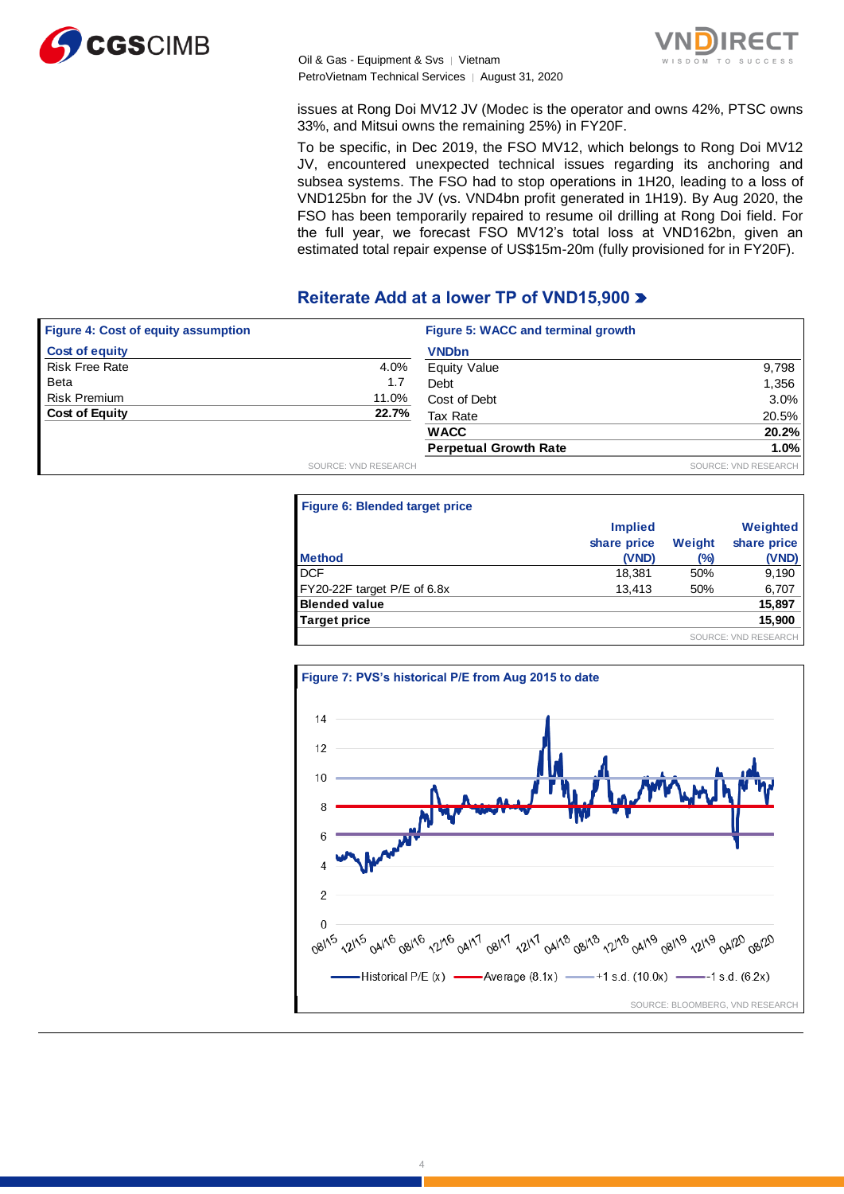issues at Rong Doi MV12 JV (Modec is the operator and owns 42%, PTSC owns 33%, and Mitsui owns the remaining 25%) in FY20F.

To be specific, in Dec 2019, the FSO MV12, which belongs to Rong Doi MV12 JV, encountered unexpected technical issues regarding its anchoring and subsea systems. The FSO had to stop operations in 1H20, leading to a loss of VND125bn for the JV (vs. VND4bn profit generated in 1H19). By Aug 2020, the FSO has been temporarily repaired to resume oil drilling at Rong Doi field. For the full year, we forecast FSO MV12's total loss at VND162bn, given an estimated total repair expense of US$15m-20m (fully provisioned for in FY20F).

## Reiterate Add at a lower TP of VND15,900

**Figure 4: Cost of equity assumption**

| Cost of equity | |
|---|---|
| Risk Free Rate | 4.0% |
| Beta | 1.7 |
| Risk Premium | 11.0% |
| **Cost of Equity** | **22.7%** |

SOURCE: VND RESEARCH

**Figure 5: WACC and terminal growth**

| VNDbn | |
|---|---|
| Equity Value | 9,798 |
| Debt | 1,356 |
| Cost of Debt | 3.0% |
| Tax Rate | 20.5% |
| **WACC** | **20.2%** |
| **Perpetual Growth Rate** | **1.0%** |

SOURCE: VND RESEARCH

**Figure 6: Blended target price**

| Method | Implied share price (VND) | Weight (%) | Weighted share price (VND) |
|---|---|---|---|
| DCF | 18,381 | 50% | 9,190 |
| FY20-22F target P/E of 6.8x | 13,413 | 50% | 6,707 |
| **Blended value** | | | **15,897** |
| **Target price** | | | **15,900** |

SOURCE: VND RESEARCH

**Figure 7: PVS's historical P/E from Aug 2015 to date**

Legend: Historical P/E (x); Average (8.1x); +1 s.d. (10.0x); -1 s.d. (6.2x)

SOURCE: BLOOMBERG, VND RESEARCH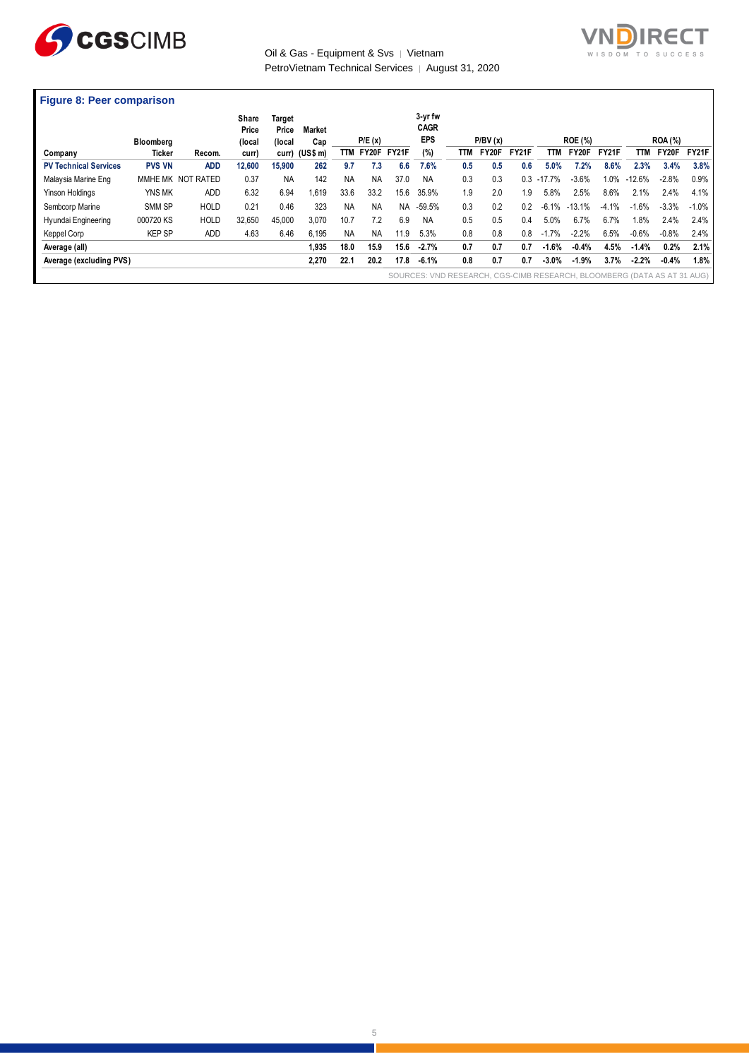**Figure 8: Peer comparison**

| Company | Bloomberg Ticker | Recom. | Share Price (local curr) | Target Price (local curr) | Market Cap (US$ m) | P/E (x) | | | 3-yr fw CAGR EPS (%) | P/BV (x) | | | ROE (%) | | | ROA (%) | | |
|---|---|---|---|---|---|---|---|---|---|---|---|---|---|---|---|---|---|---|
| | | | | | | TTM | FY20F | FY21F | | TTM | FY20F | FY21F | TTM | FY20F | FY21F | TTM | FY20F | FY21F |
| **PV Technical Services** | **PVS VN** | **ADD** | **12,600** | **15,900** | **262** | **9.7** | **7.3** | **6.6** | **7.6%** | **0.5** | **0.5** | **0.6** | **5.0%** | **7.2%** | **8.6%** | **2.3%** | **3.4%** | **3.8%** |
| Malaysia Marine Eng | MMHE MK | NOT RATED | 0.37 | NA | 142 | NA | NA | 37.0 | NA | 0.3 | 0.3 | 0.3 | -17.7% | -3.6% | 1.0% | -12.6% | -2.8% | 0.9% |
| Yinson Holdings | YNS MK | ADD | 6.32 | 6.94 | 1,619 | 33.6 | 33.2 | 15.6 | 35.9% | 1.9 | 2.0 | 1.9 | 5.8% | 2.5% | 8.6% | 2.1% | 2.4% | 4.1% |
| Sembcorp Marine | SMM SP | HOLD | 0.21 | 0.46 | 323 | NA | NA | NA | -59.5% | 0.3 | 0.2 | 0.2 | -6.1% | -13.1% | -4.1% | -1.6% | -3.3% | -1.0% |
| Hyundai Engineering | 000720 KS | HOLD | 32,650 | 45,000 | 3,070 | 10.7 | 7.2 | 6.9 | NA | 0.5 | 0.5 | 0.4 | 5.0% | 6.7% | 6.7% | 1.8% | 2.4% | 2.4% |
| Keppel Corp | KEP SP | ADD | 4.63 | 6.46 | 6,195 | NA | NA | 11.9 | 5.3% | 0.8 | 0.8 | 0.8 | -1.7% | -2.2% | 6.5% | -0.6% | -0.8% | 2.4% |
| **Average (all)** | | | | | **1,935** | **18.0** | **15.9** | **15.6** | **-2.7%** | **0.7** | **0.7** | **0.7** | **-1.6%** | **-0.4%** | **4.5%** | **-1.4%** | **0.2%** | **2.1%** |
| **Average (excluding PVS)** | | | | | **2,270** | **22.1** | **20.2** | **17.8** | **-6.1%** | **0.8** | **0.7** | **0.7** | **-3.0%** | **-1.9%** | **3.7%** | **-2.2%** | **-0.4%** | **1.8%** |

SOURCES: VND RESEARCH, CGS-CIMB RESEARCH, BLOOMBERG (DATA AS AT 31 AUG)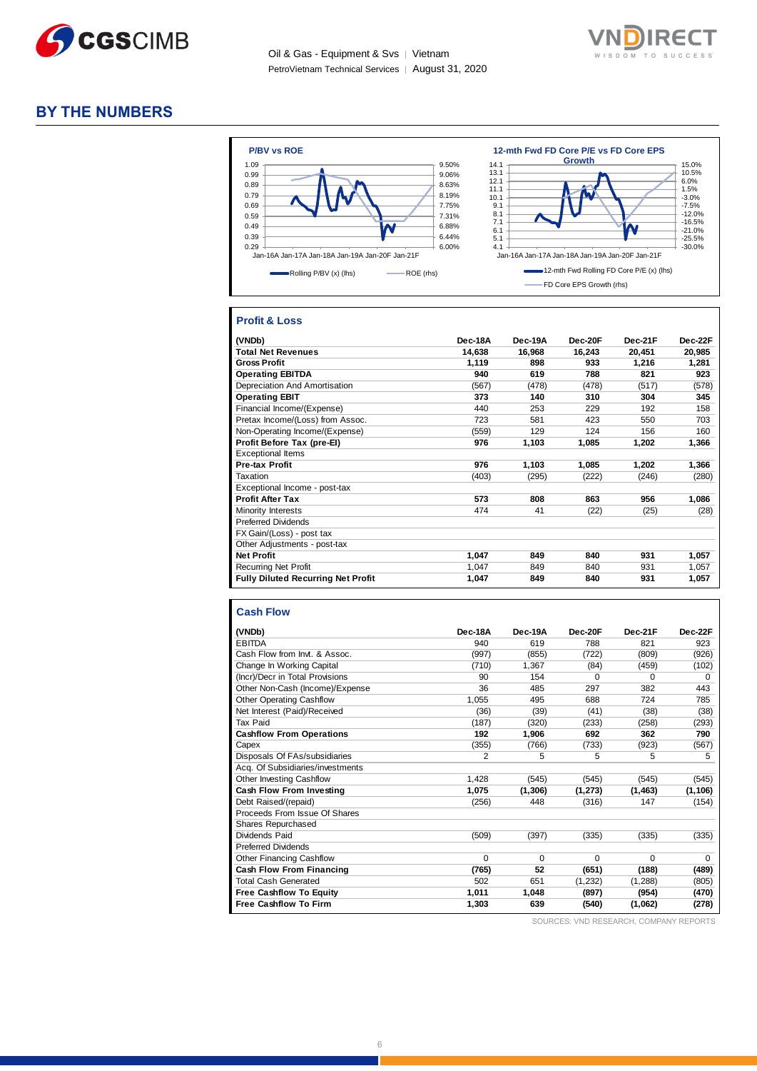# BY THE NUMBERS

**P/BV vs ROE**

Rolling P/BV (x) (lhs) — ROE (rhs)

**12-mth Fwd FD Core P/E vs FD Core EPS Growth**

12-mth Fwd Rolling FD Core P/E (x) (lhs) — FD Core EPS Growth (rhs)

## Profit & Loss

| (VNDb) | Dec-18A | Dec-19A | Dec-20F | Dec-21F | Dec-22F |
|---|---|---|---|---|---|
| **Total Net Revenues** | **14,638** | **16,968** | **16,243** | **20,451** | **20,985** |
| **Gross Profit** | **1,119** | **898** | **933** | **1,216** | **1,281** |
| **Operating EBITDA** | **940** | **619** | **788** | **821** | **923** |
| Depreciation And Amortisation | (567) | (478) | (478) | (517) | (578) |
| **Operating EBIT** | **373** | **140** | **310** | **304** | **345** |
| Financial Income/(Expense) | 440 | 253 | 229 | 192 | 158 |
| Pretax Income/(Loss) from Assoc. | 723 | 581 | 423 | 550 | 703 |
| Non-Operating Income/(Expense) | (559) | 129 | 124 | 156 | 160 |
| **Profit Before Tax (pre-EI)** | **976** | **1,103** | **1,085** | **1,202** | **1,366** |
| Exceptional Items | | | | | |
| **Pre-tax Profit** | **976** | **1,103** | **1,085** | **1,202** | **1,366** |
| Taxation | (403) | (295) | (222) | (246) | (280) |
| Exceptional Income - post-tax | | | | | |
| **Profit After Tax** | **573** | **808** | **863** | **956** | **1,086** |
| Minority Interests | 474 | 41 | (22) | (25) | (28) |
| Preferred Dividends | | | | | |
| FX Gain/(Loss) - post tax | | | | | |
| Other Adjustments - post-tax | | | | | |
| **Net Profit** | **1,047** | **849** | **840** | **931** | **1,057** |
| Recurring Net Profit | 1,047 | 849 | 840 | 931 | 1,057 |
| **Fully Diluted Recurring Net Profit** | **1,047** | **849** | **840** | **931** | **1,057** |

## Cash Flow

| (VNDb) | Dec-18A | Dec-19A | Dec-20F | Dec-21F | Dec-22F |
|---|---|---|---|---|---|
| EBITDA | 940 | 619 | 788 | 821 | 923 |
| Cash Flow from Invt. & Assoc. | (997) | (855) | (722) | (809) | (926) |
| Change In Working Capital | (710) | 1,367 | (84) | (459) | (102) |
| (Incr)/Decr in Total Provisions | 90 | 154 | 0 | 0 | 0 |
| Other Non-Cash (Income)/Expense | 36 | 485 | 297 | 382 | 443 |
| Other Operating Cashflow | 1,055 | 495 | 688 | 724 | 785 |
| Net Interest (Paid)/Received | (36) | (39) | (41) | (38) | (38) |
| Tax Paid | (187) | (320) | (233) | (258) | (293) |
| **Cashflow From Operations** | **192** | **1,906** | **692** | **362** | **790** |
| Capex | (355) | (766) | (733) | (923) | (567) |
| Disposals Of FAs/subsidiaries | 2 | 5 | 5 | 5 | 5 |
| Acq. Of Subsidiaries/investments | | | | | |
| Other Investing Cashflow | 1,428 | (545) | (545) | (545) | (545) |
| **Cash Flow From Investing** | **1,075** | **(1,306)** | **(1,273)** | **(1,463)** | **(1,106)** |
| Debt Raised/(repaid) | (256) | 448 | (316) | 147 | (154) |
| Proceeds From Issue Of Shares | | | | | |
| Shares Repurchased | | | | | |
| Dividends Paid | (509) | (397) | (335) | (335) | (335) |
| Preferred Dividends | | | | | |
| Other Financing Cashflow | 0 | 0 | 0 | 0 | 0 |
| **Cash Flow From Financing** | **(765)** | **52** | **(651)** | **(188)** | **(489)** |
| Total Cash Generated | 502 | 651 | (1,232) | (1,288) | (805) |
| **Free Cashflow To Equity** | **1,011** | **1,048** | **(897)** | **(954)** | **(470)** |
| **Free Cashflow To Firm** | **1,303** | **639** | **(540)** | **(1,062)** | **(278)** |

SOURCES: VND RESEARCH, COMPANY REPORTS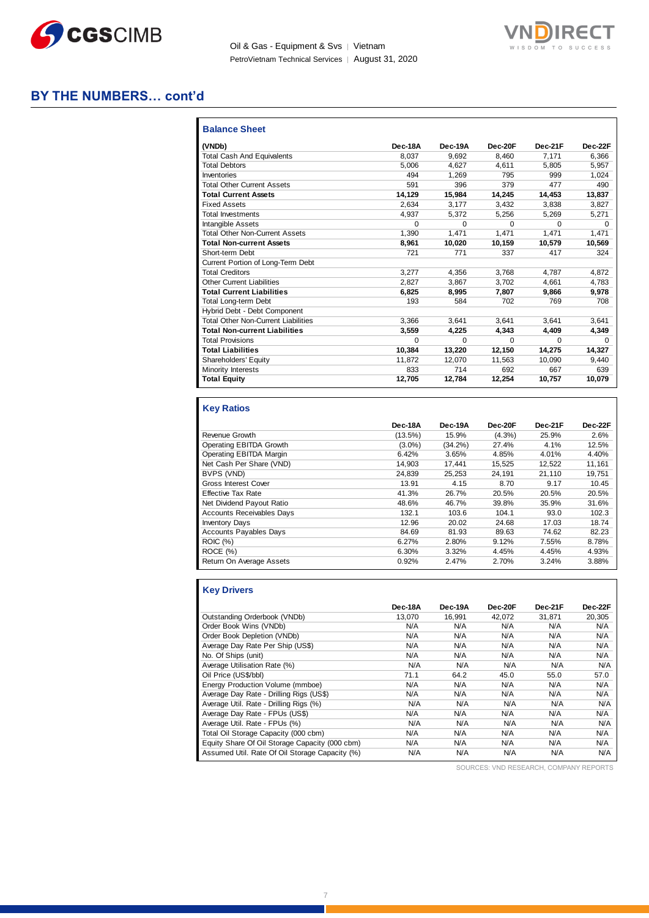## BY THE NUMBERS… cont'd

### Balance Sheet

| (VNDb) | Dec-18A | Dec-19A | Dec-20F | Dec-21F | Dec-22F |
|---|---|---|---|---|---|
| Total Cash And Equivalents | 8,037 | 9,692 | 8,460 | 7,171 | 6,366 |
| Total Debtors | 5,006 | 4,627 | 4,611 | 5,805 | 5,957 |
| Inventories | 494 | 1,269 | 795 | 999 | 1,024 |
| Total Other Current Assets | 591 | 396 | 379 | 477 | 490 |
| **Total Current Assets** | **14,129** | **15,984** | **14,245** | **14,453** | **13,837** |
| Fixed Assets | 2,634 | 3,177 | 3,432 | 3,838 | 3,827 |
| Total Investments | 4,937 | 5,372 | 5,256 | 5,269 | 5,271 |
| Intangible Assets | 0 | 0 | 0 | 0 | 0 |
| Total Other Non-Current Assets | 1,390 | 1,471 | 1,471 | 1,471 | 1,471 |
| **Total Non-current Assets** | **8,961** | **10,020** | **10,159** | **10,579** | **10,569** |
| Short-term Debt | 721 | 771 | 337 | 417 | 324 |
| Current Portion of Long-Term Debt | | | | | |
| Total Creditors | 3,277 | 4,356 | 3,768 | 4,787 | 4,872 |
| Other Current Liabilities | 2,827 | 3,867 | 3,702 | 4,661 | 4,783 |
| **Total Current Liabilities** | **6,825** | **8,995** | **7,807** | **9,866** | **9,978** |
| Total Long-term Debt | 193 | 584 | 702 | 769 | 708 |
| Hybrid Debt - Debt Component | | | | | |
| Total Other Non-Current Liabilities | 3,366 | 3,641 | 3,641 | 3,641 | 3,641 |
| **Total Non-current Liabilities** | **3,559** | **4,225** | **4,343** | **4,409** | **4,349** |
| Total Provisions | 0 | 0 | 0 | 0 | 0 |
| **Total Liabilities** | **10,384** | **13,220** | **12,150** | **14,275** | **14,327** |
| Shareholders' Equity | 11,872 | 12,070 | 11,563 | 10,090 | 9,440 |
| Minority Interests | 833 | 714 | 692 | 667 | 639 |
| **Total Equity** | **12,705** | **12,784** | **12,254** | **10,757** | **10,079** |

### Key Ratios

| | Dec-18A | Dec-19A | Dec-20F | Dec-21F | Dec-22F |
|---|---|---|---|---|---|
| Revenue Growth | (13.5%) | 15.9% | (4.3%) | 25.9% | 2.6% |
| Operating EBITDA Growth | (3.0%) | (34.2%) | 27.4% | 4.1% | 12.5% |
| Operating EBITDA Margin | 6.42% | 3.65% | 4.85% | 4.01% | 4.40% |
| Net Cash Per Share (VND) | 14,903 | 17,441 | 15,525 | 12,522 | 11,161 |
| BVPS (VND) | 24,839 | 25,253 | 24,191 | 21,110 | 19,751 |
| Gross Interest Cover | 13.91 | 4.15 | 8.70 | 9.17 | 10.45 |
| Effective Tax Rate | 41.3% | 26.7% | 20.5% | 20.5% | 20.5% |
| Net Dividend Payout Ratio | 48.6% | 46.7% | 39.8% | 35.9% | 31.6% |
| Accounts Receivables Days | 132.1 | 103.6 | 104.1 | 93.0 | 102.3 |
| Inventory Days | 12.96 | 20.02 | 24.68 | 17.03 | 18.74 |
| Accounts Payables Days | 84.69 | 81.93 | 89.63 | 74.62 | 82.23 |
| ROIC (%) | 6.27% | 2.80% | 9.12% | 7.55% | 8.78% |
| ROCE (%) | 6.30% | 3.32% | 4.45% | 4.45% | 4.93% |
| Return On Average Assets | 0.92% | 2.47% | 2.70% | 3.24% | 3.88% |

### Key Drivers

| | Dec-18A | Dec-19A | Dec-20F | Dec-21F | Dec-22F |
|---|---|---|---|---|---|
| Outstanding Orderbook (VNDb) | 13,070 | 16,991 | 42,072 | 31,871 | 20,305 |
| Order Book Wins (VNDb) | N/A | N/A | N/A | N/A | N/A |
| Order Book Depletion (VNDb) | N/A | N/A | N/A | N/A | N/A |
| Average Day Rate Per Ship (US$) | N/A | N/A | N/A | N/A | N/A |
| No. Of Ships (unit) | N/A | N/A | N/A | N/A | N/A |
| Average Utilisation Rate (%) | N/A | N/A | N/A | N/A | N/A |
| Oil Price (US$/bbl) | 71.1 | 64.2 | 45.0 | 55.0 | 57.0 |
| Energy Production Volume (mmboe) | N/A | N/A | N/A | N/A | N/A |
| Average Day Rate - Drilling Rigs (US$) | N/A | N/A | N/A | N/A | N/A |
| Average Util. Rate - Drilling Rigs (%) | N/A | N/A | N/A | N/A | N/A |
| Average Day Rate - FPUs (US$) | N/A | N/A | N/A | N/A | N/A |
| Average Util. Rate - FPUs (%) | N/A | N/A | N/A | N/A | N/A |
| Total Oil Storage Capacity (000 cbm) | N/A | N/A | N/A | N/A | N/A |
| Equity Share Of Oil Storage Capacity (000 cbm) | N/A | N/A | N/A | N/A | N/A |
| Assumed Util. Rate Of Oil Storage Capacity (%) | N/A | N/A | N/A | N/A | N/A |

SOURCES: VND RESEARCH, COMPANY REPORTS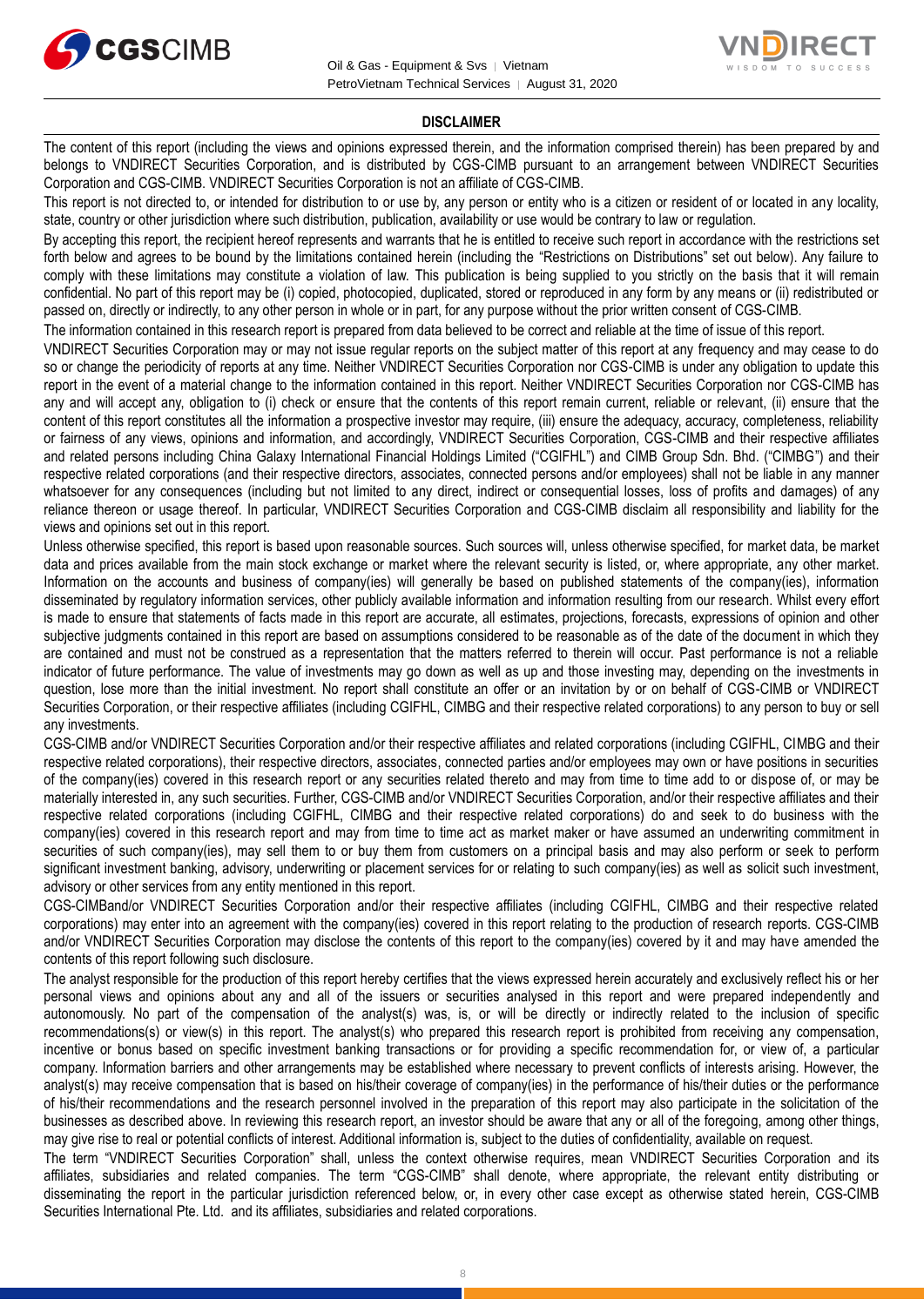## DISCLAIMER

The content of this report (including the views and opinions expressed therein, and the information comprised therein) has been prepared by and belongs to VNDIRECT Securities Corporation, and is distributed by CGS-CIMB pursuant to an arrangement between VNDIRECT Securities Corporation and CGS-CIMB. VNDIRECT Securities Corporation is not an affiliate of CGS-CIMB.

This report is not directed to, or intended for distribution to or use by, any person or entity who is a citizen or resident of or located in any locality, state, country or other jurisdiction where such distribution, publication, availability or use would be contrary to law or regulation.

By accepting this report, the recipient hereof represents and warrants that he is entitled to receive such report in accordance with the restrictions set forth below and agrees to be bound by the limitations contained herein (including the "Restrictions on Distributions" set out below). Any failure to comply with these limitations may constitute a violation of law. This publication is being supplied to you strictly on the basis that it will remain confidential. No part of this report may be (i) copied, photocopied, duplicated, stored or reproduced in any form by any means or (ii) redistributed or passed on, directly or indirectly, to any other person in whole or in part, for any purpose without the prior written consent of CGS-CIMB.

The information contained in this research report is prepared from data believed to be correct and reliable at the time of issue of this report.

VNDIRECT Securities Corporation may or may not issue regular reports on the subject matter of this report at any frequency and may cease to do so or change the periodicity of reports at any time. Neither VNDIRECT Securities Corporation nor CGS-CIMB is under any obligation to update this report in the event of a material change to the information contained in this report. Neither VNDIRECT Securities Corporation nor CGS-CIMB has any and will accept any, obligation to (i) check or ensure that the contents of this report remain current, reliable or relevant, (ii) ensure that the content of this report constitutes all the information a prospective investor may require, (iii) ensure the adequacy, accuracy, completeness, reliability or fairness of any views, opinions and information, and accordingly, VNDIRECT Securities Corporation, CGS-CIMB and their respective affiliates and related persons including China Galaxy International Financial Holdings Limited ("CGIFHL") and CIMB Group Sdn. Bhd. ("CIMBG") and their respective related corporations (and their respective directors, associates, connected persons and/or employees) shall not be liable in any manner whatsoever for any consequences (including but not limited to any direct, indirect or consequential losses, loss of profits and damages) of any reliance thereon or usage thereof. In particular, VNDIRECT Securities Corporation and CGS-CIMB disclaim all responsibility and liability for the views and opinions set out in this report.

Unless otherwise specified, this report is based upon reasonable sources. Such sources will, unless otherwise specified, for market data, be market data and prices available from the main stock exchange or market where the relevant security is listed, or, where appropriate, any other market. Information on the accounts and business of company(ies) will generally be based on published statements of the company(ies), information disseminated by regulatory information services, other publicly available information and information resulting from our research. Whilst every effort is made to ensure that statements of facts made in this report are accurate, all estimates, projections, forecasts, expressions of opinion and other subjective judgments contained in this report are based on assumptions considered to be reasonable as of the date of the document in which they are contained and must not be construed as a representation that the matters referred to therein will occur. Past performance is not a reliable indicator of future performance. The value of investments may go down as well as up and those investing may, depending on the investments in question, lose more than the initial investment. No report shall constitute an offer or an invitation by or on behalf of CGS-CIMB or VNDIRECT Securities Corporation, or their respective affiliates (including CGIFHL, CIMBG and their respective related corporations) to any person to buy or sell any investments.

CGS-CIMB and/or VNDIRECT Securities Corporation and/or their respective affiliates and related corporations (including CGIFHL, CIMBG and their respective related corporations), their respective directors, associates, connected parties and/or employees may own or have positions in securities of the company(ies) covered in this research report or any securities related thereto and may from time to time add to or dispose of, or may be materially interested in, any such securities. Further, CGS-CIMB and/or VNDIRECT Securities Corporation, and/or their respective affiliates and their respective related corporations (including CGIFHL, CIMBG and their respective related corporations) do and seek to do business with the company(ies) covered in this research report and may from time to time act as market maker or have assumed an underwriting commitment in securities of such company(ies), may sell them to or buy them from customers on a principal basis and may also perform or seek to perform significant investment banking, advisory, underwriting or placement services for or relating to such company(ies) as well as solicit such investment, advisory or other services from any entity mentioned in this report.

CGS-CIMBand/or VNDIRECT Securities Corporation and/or their respective affiliates (including CGIFHL, CIMBG and their respective related corporations) may enter into an agreement with the company(ies) covered in this report relating to the production of research reports. CGS-CIMB and/or VNDIRECT Securities Corporation may disclose the contents of this report to the company(ies) covered by it and may have amended the contents of this report following such disclosure.

The analyst responsible for the production of this report hereby certifies that the views expressed herein accurately and exclusively reflect his or her personal views and opinions about any and all of the issuers or securities analysed in this report and were prepared independently and autonomously. No part of the compensation of the analyst(s) was, is, or will be directly or indirectly related to the inclusion of specific recommendations(s) or view(s) in this report. The analyst(s) who prepared this research report is prohibited from receiving any compensation, incentive or bonus based on specific investment banking transactions or for providing a specific recommendation for, or view of, a particular company. Information barriers and other arrangements may be established where necessary to prevent conflicts of interests arising. However, the analyst(s) may receive compensation that is based on his/their coverage of company(ies) in the performance of his/their duties or the performance of his/their recommendations and the research personnel involved in the preparation of this report may also participate in the solicitation of the businesses as described above. In reviewing this research report, an investor should be aware that any or all of the foregoing, among other things, may give rise to real or potential conflicts of interest. Additional information is, subject to the duties of confidentiality, available on request.

The term "VNDIRECT Securities Corporation" shall, unless the context otherwise requires, mean VNDIRECT Securities Corporation and its affiliates, subsidiaries and related companies. The term "CGS-CIMB" shall denote, where appropriate, the relevant entity distributing or disseminating the report in the particular jurisdiction referenced below, or, in every other case except as otherwise stated herein, CGS-CIMB Securities International Pte. Ltd. and its affiliates, subsidiaries and related corporations.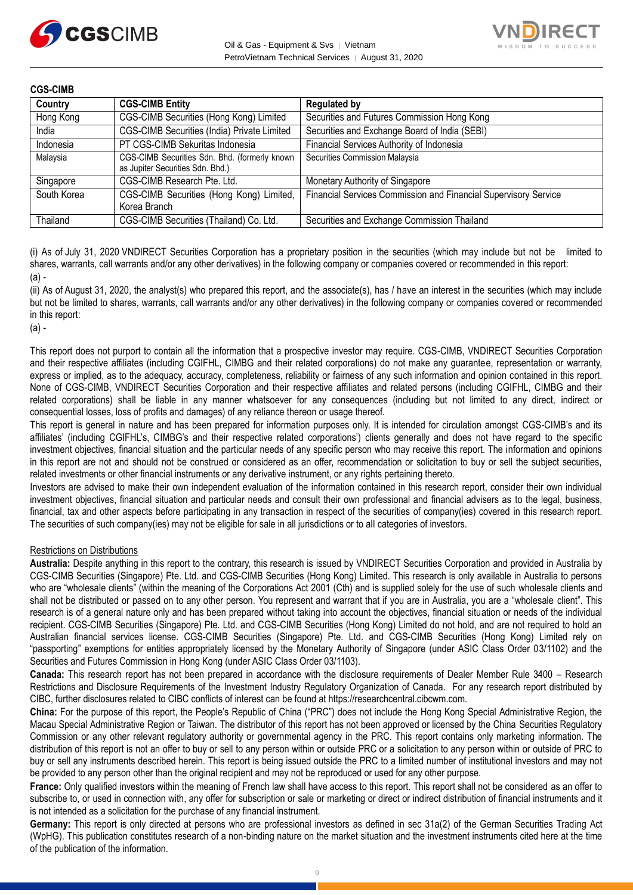**CGS-CIMB**

| Country | CGS-CIMB Entity | Regulated by |
|---|---|---|
| Hong Kong | CGS-CIMB Securities (Hong Kong) Limited | Securities and Futures Commission Hong Kong |
| India | CGS-CIMB Securities (India) Private Limited | Securities and Exchange Board of India (SEBI) |
| Indonesia | PT CGS-CIMB Sekuritas Indonesia | Financial Services Authority of Indonesia |
| Malaysia | CGS-CIMB Securities Sdn. Bhd. (formerly known as Jupiter Securities Sdn. Bhd.) | Securities Commission Malaysia |
| Singapore | CGS-CIMB Research Pte. Ltd. | Monetary Authority of Singapore |
| South Korea | CGS-CIMB Securities (Hong Kong) Limited, Korea Branch | Financial Services Commission and Financial Supervisory Service |
| Thailand | CGS-CIMB Securities (Thailand) Co. Ltd. | Securities and Exchange Commission Thailand |

(i) As of July 31, 2020 VNDIRECT Securities Corporation has a proprietary position in the securities (which may include but not be limited to shares, warrants, call warrants and/or any other derivatives) in the following company or companies covered or recommended in this report:
(a) -

(ii) As of August 31, 2020, the analyst(s) who prepared this report, and the associate(s), has / have an interest in the securities (which may include but not be limited to shares, warrants, call warrants and/or any other derivatives) in the following company or companies covered or recommended in this report:
(a) -

This report does not purport to contain all the information that a prospective investor may require. CGS-CIMB, VNDIRECT Securities Corporation and their respective affiliates (including CGIFHL, CIMBG and their related corporations) do not make any guarantee, representation or warranty, express or implied, as to the adequacy, accuracy, completeness, reliability or fairness of any such information and opinion contained in this report. None of CGS-CIMB, VNDIRECT Securities Corporation and their respective affiliates and related persons (including CGIFHL, CIMBG and their related corporations) shall be liable in any manner whatsoever for any consequences (including but not limited to any direct, indirect or consequential losses, loss of profits and damages) of any reliance thereon or usage thereof.

This report is general in nature and has been prepared for information purposes only. It is intended for circulation amongst CGS-CIMB's and its affiliates' (including CGIFHL's, CIMBG's and their respective related corporations') clients generally and does not have regard to the specific investment objectives, financial situation and the particular needs of any specific person who may receive this report. The information and opinions in this report are not and should not be construed or considered as an offer, recommendation or solicitation to buy or sell the subject securities, related investments or other financial instruments or any derivative instrument, or any rights pertaining thereto.

Investors are advised to make their own independent evaluation of the information contained in this research report, consider their own individual investment objectives, financial situation and particular needs and consult their own professional and financial advisers as to the legal, business, financial, tax and other aspects before participating in any transaction in respect of the securities of company(ies) covered in this research report. The securities of such company(ies) may not be eligible for sale in all jurisdictions or to all categories of investors.

Restrictions on Distributions

**Australia:** Despite anything in this report to the contrary, this research is issued by VNDIRECT Securities Corporation and provided in Australia by CGS-CIMB Securities (Singapore) Pte. Ltd. and CGS-CIMB Securities (Hong Kong) Limited. This research is only available in Australia to persons who are "wholesale clients" (within the meaning of the Corporations Act 2001 (Cth) and is supplied solely for the use of such wholesale clients and shall not be distributed or passed on to any other person. You represent and warrant that if you are in Australia, you are a "wholesale client". This research is of a general nature only and has been prepared without taking into account the objectives, financial situation or needs of the individual recipient. CGS-CIMB Securities (Singapore) Pte. Ltd. and CGS-CIMB Securities (Hong Kong) Limited do not hold, and are not required to hold an Australian financial services license. CGS-CIMB Securities (Singapore) Pte. Ltd. and CGS-CIMB Securities (Hong Kong) Limited rely on "passporting" exemptions for entities appropriately licensed by the Monetary Authority of Singapore (under ASIC Class Order 03/1102) and the Securities and Futures Commission in Hong Kong (under ASIC Class Order 03/1103).

**Canada:** This research report has not been prepared in accordance with the disclosure requirements of Dealer Member Rule 3400 – Research Restrictions and Disclosure Requirements of the Investment Industry Regulatory Organization of Canada. For any research report distributed by CIBC, further disclosures related to CIBC conflicts of interest can be found at https://researchcentral.cibcwm.com.

**China:** For the purpose of this report, the People's Republic of China ("PRC") does not include the Hong Kong Special Administrative Region, the Macau Special Administrative Region or Taiwan. The distributor of this report has not been approved or licensed by the China Securities Regulatory Commission or any other relevant regulatory authority or governmental agency in the PRC. This report contains only marketing information. The distribution of this report is not an offer to buy or sell to any person within or outside PRC or a solicitation to any person within or outside of PRC to buy or sell any instruments described herein. This report is being issued outside the PRC to a limited number of institutional investors and may not be provided to any person other than the original recipient and may not be reproduced or used for any other purpose.

**France:** Only qualified investors within the meaning of French law shall have access to this report. This report shall not be considered as an offer to subscribe to, or used in connection with, any offer for subscription or sale or marketing or direct or indirect distribution of financial instruments and it is not intended as a solicitation for the purchase of any financial instrument.

**Germany:** This report is only directed at persons who are professional investors as defined in sec 31a(2) of the German Securities Trading Act (WpHG). This publication constitutes research of a non-binding nature on the market situation and the investment instruments cited here at the time of the publication of the information.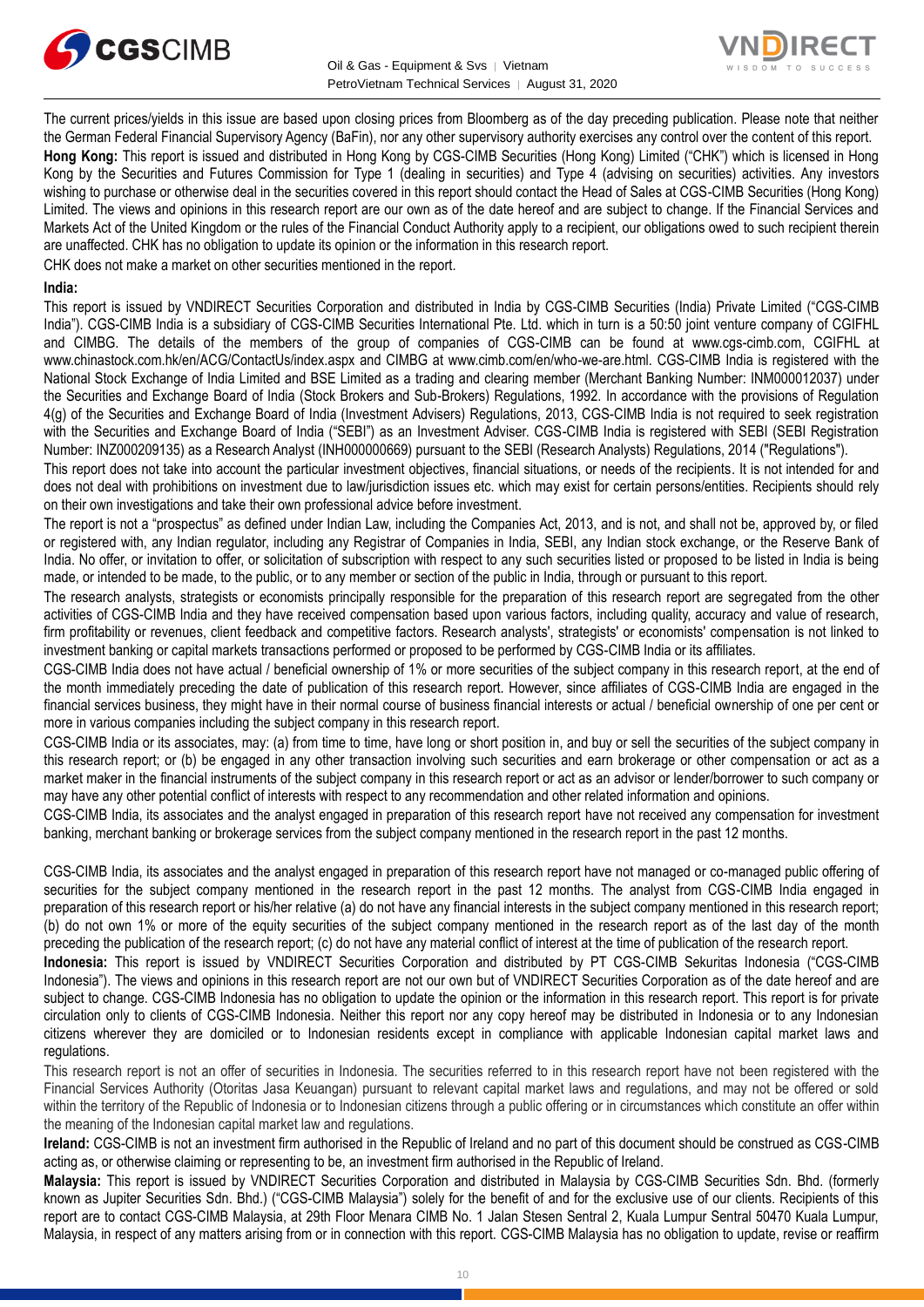The current prices/yields in this issue are based upon closing prices from Bloomberg as of the day preceding publication. Please note that neither the German Federal Financial Supervisory Agency (BaFin), nor any other supervisory authority exercises any control over the content of this report.

**Hong Kong:** This report is issued and distributed in Hong Kong by CGS-CIMB Securities (Hong Kong) Limited ("CHK") which is licensed in Hong Kong by the Securities and Futures Commission for Type 1 (dealing in securities) and Type 4 (advising on securities) activities. Any investors wishing to purchase or otherwise deal in the securities covered in this report should contact the Head of Sales at CGS-CIMB Securities (Hong Kong) Limited. The views and opinions in this research report are our own as of the date hereof and are subject to change. If the Financial Services and Markets Act of the United Kingdom or the rules of the Financial Conduct Authority apply to a recipient, our obligations owed to such recipient therein are unaffected. CHK has no obligation to update its opinion or the information in this research report.

CHK does not make a market on other securities mentioned in the report.

**India:**

This report is issued by VNDIRECT Securities Corporation and distributed in India by CGS-CIMB Securities (India) Private Limited ("CGS-CIMB India"). CGS-CIMB India is a subsidiary of CGS-CIMB Securities International Pte. Ltd. which in turn is a 50:50 joint venture company of CGIFHL and CIMBG. The details of the members of the group of companies of CGS-CIMB can be found at www.cgs-cimb.com, CGIFHL at www.chinastock.com.hk/en/ACG/ContactUs/index.aspx and CIMBG at www.cimb.com/en/who-we-are.html. CGS-CIMB India is registered with the National Stock Exchange of India Limited and BSE Limited as a trading and clearing member (Merchant Banking Number: INM000012037) under the Securities and Exchange Board of India (Stock Brokers and Sub-Brokers) Regulations, 1992. In accordance with the provisions of Regulation 4(g) of the Securities and Exchange Board of India (Investment Advisers) Regulations, 2013, CGS-CIMB India is not required to seek registration with the Securities and Exchange Board of India ("SEBI") as an Investment Adviser. CGS-CIMB India is registered with SEBI (SEBI Registration Number: INZ000209135) as a Research Analyst (INH000000669) pursuant to the SEBI (Research Analysts) Regulations, 2014 ("Regulations").

This report does not take into account the particular investment objectives, financial situations, or needs of the recipients. It is not intended for and does not deal with prohibitions on investment due to law/jurisdiction issues etc. which may exist for certain persons/entities. Recipients should rely on their own investigations and take their own professional advice before investment.

The report is not a "prospectus" as defined under Indian Law, including the Companies Act, 2013, and is not, and shall not be, approved by, or filed or registered with, any Indian regulator, including any Registrar of Companies in India, SEBI, any Indian stock exchange, or the Reserve Bank of India. No offer, or invitation to offer, or solicitation of subscription with respect to any such securities listed or proposed to be listed in India is being made, or intended to be made, to the public, or to any member or section of the public in India, through or pursuant to this report.

The research analysts, strategists or economists principally responsible for the preparation of this research report are segregated from the other activities of CGS-CIMB India and they have received compensation based upon various factors, including quality, accuracy and value of research, firm profitability or revenues, client feedback and competitive factors. Research analysts', strategists' or economists' compensation is not linked to investment banking or capital markets transactions performed or proposed to be performed by CGS-CIMB India or its affiliates.

CGS-CIMB India does not have actual / beneficial ownership of 1% or more securities of the subject company in this research report, at the end of the month immediately preceding the date of publication of this research report. However, since affiliates of CGS-CIMB India are engaged in the financial services business, they might have in their normal course of business financial interests or actual / beneficial ownership of one per cent or more in various companies including the subject company in this research report.

CGS-CIMB India or its associates, may: (a) from time to time, have long or short position in, and buy or sell the securities of the subject company in this research report; or (b) be engaged in any other transaction involving such securities and earn brokerage or other compensation or act as a market maker in the financial instruments of the subject company in this research report or act as an advisor or lender/borrower to such company or may have any other potential conflict of interests with respect to any recommendation and other related information and opinions.

CGS-CIMB India, its associates and the analyst engaged in preparation of this research report have not received any compensation for investment banking, merchant banking or brokerage services from the subject company mentioned in the research report in the past 12 months.

CGS-CIMB India, its associates and the analyst engaged in preparation of this research report have not managed or co-managed public offering of securities for the subject company mentioned in the research report in the past 12 months. The analyst from CGS-CIMB India engaged in preparation of this research report or his/her relative (a) do not have any financial interests in the subject company mentioned in this research report; (b) do not own 1% or more of the equity securities of the subject company mentioned in the research report as of the last day of the month preceding the publication of the research report; (c) do not have any material conflict of interest at the time of publication of the research report.

**Indonesia:** This report is issued by VNDIRECT Securities Corporation and distributed by PT CGS-CIMB Sekuritas Indonesia ("CGS-CIMB Indonesia"). The views and opinions in this research report are not our own but of VNDIRECT Securities Corporation as of the date hereof and are subject to change. CGS-CIMB Indonesia has no obligation to update the opinion or the information in this research report. This report is for private circulation only to clients of CGS-CIMB Indonesia. Neither this report nor any copy hereof may be distributed in Indonesia or to any Indonesian citizens wherever they are domiciled or to Indonesian residents except in compliance with applicable Indonesian capital market laws and regulations.

This research report is not an offer of securities in Indonesia. The securities referred to in this research report have not been registered with the Financial Services Authority (Otoritas Jasa Keuangan) pursuant to relevant capital market laws and regulations, and may not be offered or sold within the territory of the Republic of Indonesia or to Indonesian citizens through a public offering or in circumstances which constitute an offer within the meaning of the Indonesian capital market law and regulations.

**Ireland:** CGS-CIMB is not an investment firm authorised in the Republic of Ireland and no part of this document should be construed as CGS-CIMB acting as, or otherwise claiming or representing to be, an investment firm authorised in the Republic of Ireland.

**Malaysia:** This report is issued by VNDIRECT Securities Corporation and distributed in Malaysia by CGS-CIMB Securities Sdn. Bhd. (formerly known as Jupiter Securities Sdn. Bhd.) ("CGS-CIMB Malaysia") solely for the benefit of and for the exclusive use of our clients. Recipients of this report are to contact CGS-CIMB Malaysia, at 29th Floor Menara CIMB No. 1 Jalan Stesen Sentral 2, Kuala Lumpur Sentral 50470 Kuala Lumpur, Malaysia, in respect of any matters arising from or in connection with this report. CGS-CIMB Malaysia has no obligation to update, revise or reaffirm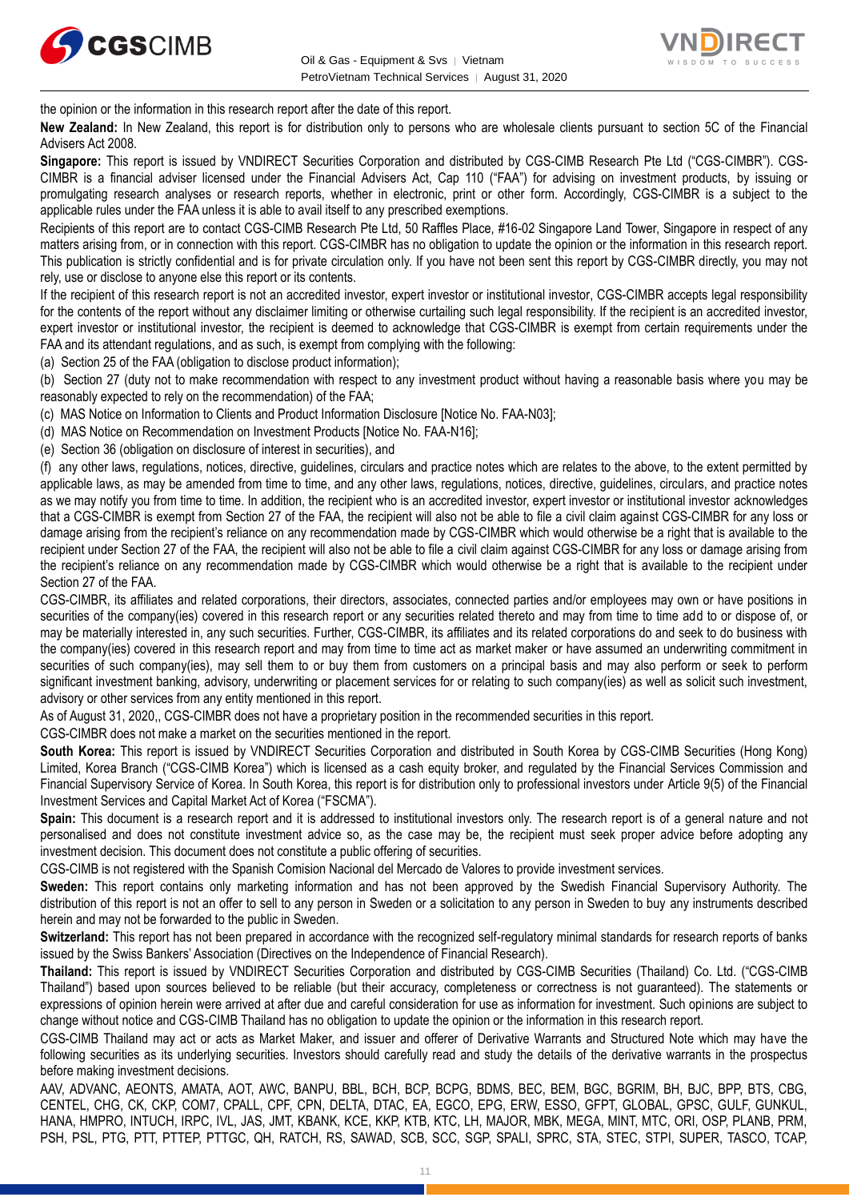the opinion or the information in this research report after the date of this report.

**New Zealand:** In New Zealand, this report is for distribution only to persons who are wholesale clients pursuant to section 5C of the Financial Advisers Act 2008.

**Singapore:** This report is issued by VNDIRECT Securities Corporation and distributed by CGS-CIMB Research Pte Ltd ("CGS-CIMBR"). CGS-CIMBR is a financial adviser licensed under the Financial Advisers Act, Cap 110 ("FAA") for advising on investment products, by issuing or promulgating research analyses or research reports, whether in electronic, print or other form. Accordingly, CGS-CIMBR is a subject to the applicable rules under the FAA unless it is able to avail itself to any prescribed exemptions.

Recipients of this report are to contact CGS-CIMB Research Pte Ltd, 50 Raffles Place, #16-02 Singapore Land Tower, Singapore in respect of any matters arising from, or in connection with this report. CGS-CIMBR has no obligation to update the opinion or the information in this research report. This publication is strictly confidential and is for private circulation only. If you have not been sent this report by CGS-CIMBR directly, you may not rely, use or disclose to anyone else this report or its contents.

If the recipient of this research report is not an accredited investor, expert investor or institutional investor, CGS-CIMBR accepts legal responsibility for the contents of the report without any disclaimer limiting or otherwise curtailing such legal responsibility. If the recipient is an accredited investor, expert investor or institutional investor, the recipient is deemed to acknowledge that CGS-CIMBR is exempt from certain requirements under the FAA and its attendant regulations, and as such, is exempt from complying with the following:

(a) Section 25 of the FAA (obligation to disclose product information);

(b) Section 27 (duty not to make recommendation with respect to any investment product without having a reasonable basis where you may be reasonably expected to rely on the recommendation) of the FAA;

(c) MAS Notice on Information to Clients and Product Information Disclosure [Notice No. FAA-N03];

(d) MAS Notice on Recommendation on Investment Products [Notice No. FAA-N16];

(e) Section 36 (obligation on disclosure of interest in securities), and

(f) any other laws, regulations, notices, directive, guidelines, circulars and practice notes which are relates to the above, to the extent permitted by applicable laws, as may be amended from time to time, and any other laws, regulations, notices, directive, guidelines, circulars, and practice notes as we may notify you from time to time. In addition, the recipient who is an accredited investor, expert investor or institutional investor acknowledges that a CGS-CIMBR is exempt from Section 27 of the FAA, the recipient will also not be able to file a civil claim against CGS-CIMBR for any loss or damage arising from the recipient's reliance on any recommendation made by CGS-CIMBR which would otherwise be a right that is available to the recipient under Section 27 of the FAA, the recipient will also not be able to file a civil claim against CGS-CIMBR for any loss or damage arising from the recipient's reliance on any recommendation made by CGS-CIMBR which would otherwise be a right that is available to the recipient under Section 27 of the FAA.

CGS-CIMBR, its affiliates and related corporations, their directors, associates, connected parties and/or employees may own or have positions in securities of the company(ies) covered in this research report or any securities related thereto and may from time to time add to or dispose of, or may be materially interested in, any such securities. Further, CGS-CIMBR, its affiliates and its related corporations do and seek to do business with the company(ies) covered in this research report and may from time to time act as market maker or have assumed an underwriting commitment in securities of such company(ies), may sell them to or buy them from customers on a principal basis and may also perform or seek to perform significant investment banking, advisory, underwriting or placement services for or relating to such company(ies) as well as solicit such investment, advisory or other services from any entity mentioned in this report.

As of August 31, 2020,, CGS-CIMBR does not have a proprietary position in the recommended securities in this report.

CGS-CIMBR does not make a market on the securities mentioned in the report.

**South Korea:** This report is issued by VNDIRECT Securities Corporation and distributed in South Korea by CGS-CIMB Securities (Hong Kong) Limited, Korea Branch ("CGS-CIMB Korea") which is licensed as a cash equity broker, and regulated by the Financial Services Commission and Financial Supervisory Service of Korea. In South Korea, this report is for distribution only to professional investors under Article 9(5) of the Financial Investment Services and Capital Market Act of Korea ("FSCMA").

**Spain:** This document is a research report and it is addressed to institutional investors only. The research report is of a general nature and not personalised and does not constitute investment advice so, as the case may be, the recipient must seek proper advice before adopting any investment decision. This document does not constitute a public offering of securities.

CGS-CIMB is not registered with the Spanish Comision Nacional del Mercado de Valores to provide investment services.

**Sweden:** This report contains only marketing information and has not been approved by the Swedish Financial Supervisory Authority. The distribution of this report is not an offer to sell to any person in Sweden or a solicitation to any person in Sweden to buy any instruments described herein and may not be forwarded to the public in Sweden.

**Switzerland:** This report has not been prepared in accordance with the recognized self-regulatory minimal standards for research reports of banks issued by the Swiss Bankers' Association (Directives on the Independence of Financial Research).

**Thailand:** This report is issued by VNDIRECT Securities Corporation and distributed by CGS-CIMB Securities (Thailand) Co. Ltd. ("CGS-CIMB Thailand") based upon sources believed to be reliable (but their accuracy, completeness or correctness is not guaranteed). The statements or expressions of opinion herein were arrived at after due and careful consideration for use as information for investment. Such opinions are subject to change without notice and CGS-CIMB Thailand has no obligation to update the opinion or the information in this research report.

CGS-CIMB Thailand may act or acts as Market Maker, and issuer and offerer of Derivative Warrants and Structured Note which may have the following securities as its underlying securities. Investors should carefully read and study the details of the derivative warrants in the prospectus before making investment decisions.

AAV, ADVANC, AEONTS, AMATA, AOT, AWC, BANPU, BBL, BCH, BCP, BCPG, BDMS, BEC, BEM, BGC, BGRIM, BH, BJC, BPP, BTS, CBG, CENTEL, CHG, CK, CKP, COM7, CPALL, CPF, CPN, DELTA, DTAC, EA, EGCO, EPG, ERW, ESSO, GFPT, GLOBAL, GPSC, GULF, GUNKUL, HANA, HMPRO, INTUCH, IRPC, IVL, JAS, JMT, KBANK, KCE, KKP, KTB, KTC, LH, MAJOR, MBK, MEGA, MINT, MTC, ORI, OSP, PLANB, PRM, PSH, PSL, PTG, PTT, PTTEP, PTTGC, QH, RATCH, RS, SAWAD, SCB, SCC, SGP, SPALI, SPRC, STA, STEC, STPI, SUPER, TASCO, TCAP,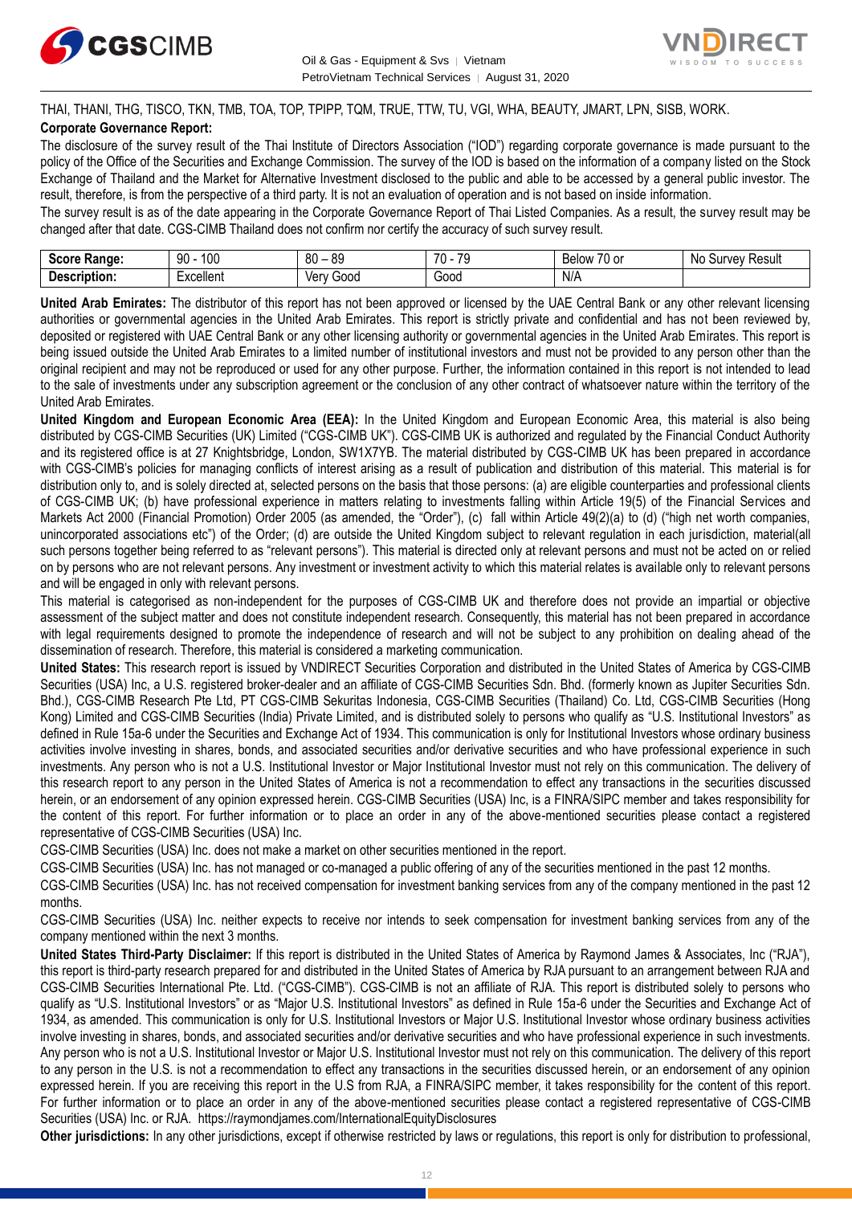THAI, THANI, THG, TISCO, TKN, TMB, TOA, TOP, TPIPP, TQM, TRUE, TTW, TU, VGI, WHA, BEAUTY, JMART, LPN, SISB, WORK.

**Corporate Governance Report:**

The disclosure of the survey result of the Thai Institute of Directors Association ("IOD") regarding corporate governance is made pursuant to the policy of the Office of the Securities and Exchange Commission. The survey of the IOD is based on the information of a company listed on the Stock Exchange of Thailand and the Market for Alternative Investment disclosed to the public and able to be accessed by a general public investor. The result, therefore, is from the perspective of a third party. It is not an evaluation of operation and is not based on inside information.

The survey result is as of the date appearing in the Corporate Governance Report of Thai Listed Companies. As a result, the survey result may be changed after that date. CGS-CIMB Thailand does not confirm nor certify the accuracy of such survey result.

| **Score Range:** | 90 - 100 | 80 – 89 | 70 - 79 | Below 70 or | No Survey Result |
|---|---|---|---|---|---|
| **Description:** | Excellent | Very Good | Good | N/A | |

**United Arab Emirates:** The distributor of this report has not been approved or licensed by the UAE Central Bank or any other relevant licensing authorities or governmental agencies in the United Arab Emirates. This report is strictly private and confidential and has not been reviewed by, deposited or registered with UAE Central Bank or any other licensing authority or governmental agencies in the United Arab Emirates. This report is being issued outside the United Arab Emirates to a limited number of institutional investors and must not be provided to any person other than the original recipient and may not be reproduced or used for any other purpose. Further, the information contained in this report is not intended to lead to the sale of investments under any subscription agreement or the conclusion of any other contract of whatsoever nature within the territory of the United Arab Emirates.

**United Kingdom and European Economic Area (EEA):** In the United Kingdom and European Economic Area, this material is also being distributed by CGS-CIMB Securities (UK) Limited ("CGS-CIMB UK"). CGS-CIMB UK is authorized and regulated by the Financial Conduct Authority and its registered office is at 27 Knightsbridge, London, SW1X7YB. The material distributed by CGS-CIMB UK has been prepared in accordance with CGS-CIMB's policies for managing conflicts of interest arising as a result of publication and distribution of this material. This material is for distribution only to, and is solely directed at, selected persons on the basis that those persons: (a) are eligible counterparties and professional clients of CGS-CIMB UK; (b) have professional experience in matters relating to investments falling within Article 19(5) of the Financial Services and Markets Act 2000 (Financial Promotion) Order 2005 (as amended, the "Order"), (c) fall within Article 49(2)(a) to (d) ("high net worth companies, unincorporated associations etc") of the Order; (d) are outside the United Kingdom subject to relevant regulation in each jurisdiction, material(all such persons together being referred to as "relevant persons"). This material is directed only at relevant persons and must not be acted on or relied on by persons who are not relevant persons. Any investment or investment activity to which this material relates is available only to relevant persons and will be engaged in only with relevant persons.

This material is categorised as non-independent for the purposes of CGS-CIMB UK and therefore does not provide an impartial or objective assessment of the subject matter and does not constitute independent research. Consequently, this material has not been prepared in accordance with legal requirements designed to promote the independence of research and will not be subject to any prohibition on dealing ahead of the dissemination of research. Therefore, this material is considered a marketing communication.

**United States:** This research report is issued by VNDIRECT Securities Corporation and distributed in the United States of America by CGS-CIMB Securities (USA) Inc, a U.S. registered broker-dealer and an affiliate of CGS-CIMB Securities Sdn. Bhd. (formerly known as Jupiter Securities Sdn. Bhd.), CGS-CIMB Research Pte Ltd, PT CGS-CIMB Sekuritas Indonesia, CGS-CIMB Securities (Thailand) Co. Ltd, CGS-CIMB Securities (Hong Kong) Limited and CGS-CIMB Securities (India) Private Limited, and is distributed solely to persons who qualify as "U.S. Institutional Investors" as defined in Rule 15a-6 under the Securities and Exchange Act of 1934. This communication is only for Institutional Investors whose ordinary business activities involve investing in shares, bonds, and associated securities and/or derivative securities and who have professional experience in such investments. Any person who is not a U.S. Institutional Investor or Major Institutional Investor must not rely on this communication. The delivery of this research report to any person in the United States of America is not a recommendation to effect any transactions in the securities discussed herein, or an endorsement of any opinion expressed herein. CGS-CIMB Securities (USA) Inc, is a FINRA/SIPC member and takes responsibility for the content of this report. For further information or to place an order in any of the above-mentioned securities please contact a registered representative of CGS-CIMB Securities (USA) Inc.

CGS-CIMB Securities (USA) Inc. does not make a market on other securities mentioned in the report.

CGS-CIMB Securities (USA) Inc. has not managed or co-managed a public offering of any of the securities mentioned in the past 12 months.

CGS-CIMB Securities (USA) Inc. has not received compensation for investment banking services from any of the company mentioned in the past 12 months.

CGS-CIMB Securities (USA) Inc. neither expects to receive nor intends to seek compensation for investment banking services from any of the company mentioned within the next 3 months.

**United States Third-Party Disclaimer:** If this report is distributed in the United States of America by Raymond James & Associates, Inc ("RJA"), this report is third-party research prepared for and distributed in the United States of America by RJA pursuant to an arrangement between RJA and CGS-CIMB Securities International Pte. Ltd. ("CGS-CIMB"). CGS-CIMB is not an affiliate of RJA. This report is distributed solely to persons who qualify as "U.S. Institutional Investors" or as "Major U.S. Institutional Investors" as defined in Rule 15a-6 under the Securities and Exchange Act of 1934, as amended. This communication is only for U.S. Institutional Investors or Major U.S. Institutional Investor whose ordinary business activities involve investing in shares, bonds, and associated securities and/or derivative securities and who have professional experience in such investments. Any person who is not a U.S. Institutional Investor or Major U.S. Institutional Investor must not rely on this communication. The delivery of this report to any person in the U.S. is not a recommendation to effect any transactions in the securities discussed herein, or an endorsement of any opinion expressed herein. If you are receiving this report in the U.S from RJA, a FINRA/SIPC member, it takes responsibility for the content of this report. For further information or to place an order in any of the above-mentioned securities please contact a registered representative of CGS-CIMB Securities (USA) Inc. or RJA. https://raymondjames.com/InternationalEquityDisclosures

**Other jurisdictions:** In any other jurisdictions, except if otherwise restricted by laws or regulations, this report is only for distribution to professional,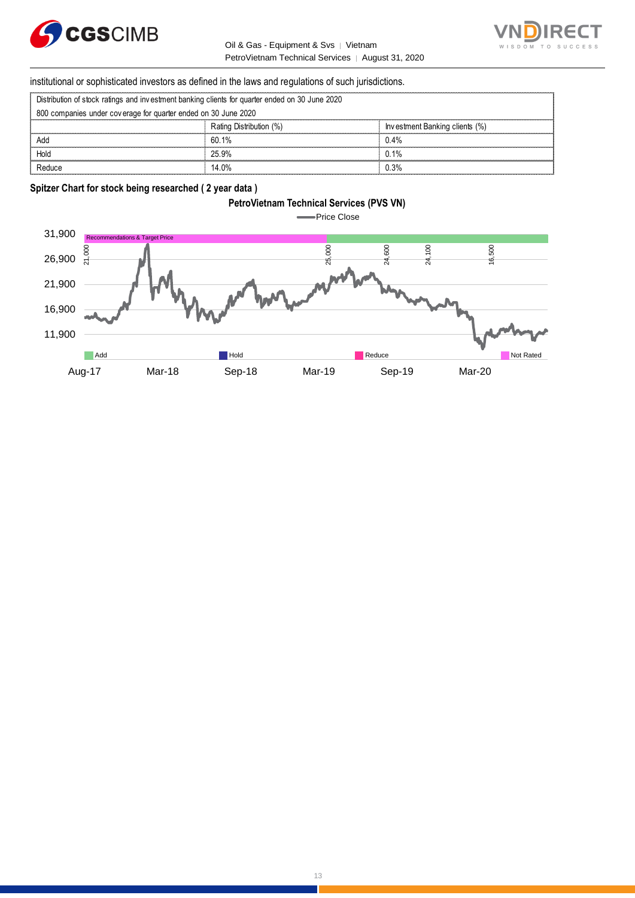institutional or sophisticated investors as defined in the laws and regulations of such jurisdictions.

| Distribution of stock ratings and investment banking clients for quarter ended on 30 June 2020 | | |
|---|---|---|
| 800 companies under coverage for quarter ended on 30 June 2020 | | |
| | Rating Distribution (%) | Investment Banking clients (%) |
| Add | 60.1% | 0.4% |
| Hold | 25.9% | 0.1% |
| Reduce | 14.0% | 0.3% |

**Spitzer Chart for stock being researched ( 2 year data )**

**PetroVietnam Technical Services (PVS VN)**

Price Close

Recommendations & Target Price: 21,000; 25,000; 24,600; 24,100; 16,500

Y-axis: 31,900; 26,900; 21,900; 16,900; 11,900

X-axis: Aug-17; Mar-18; Sep-18; Mar-19; Sep-19; Mar-20

Legend: Add; Hold; Reduce; Not Rated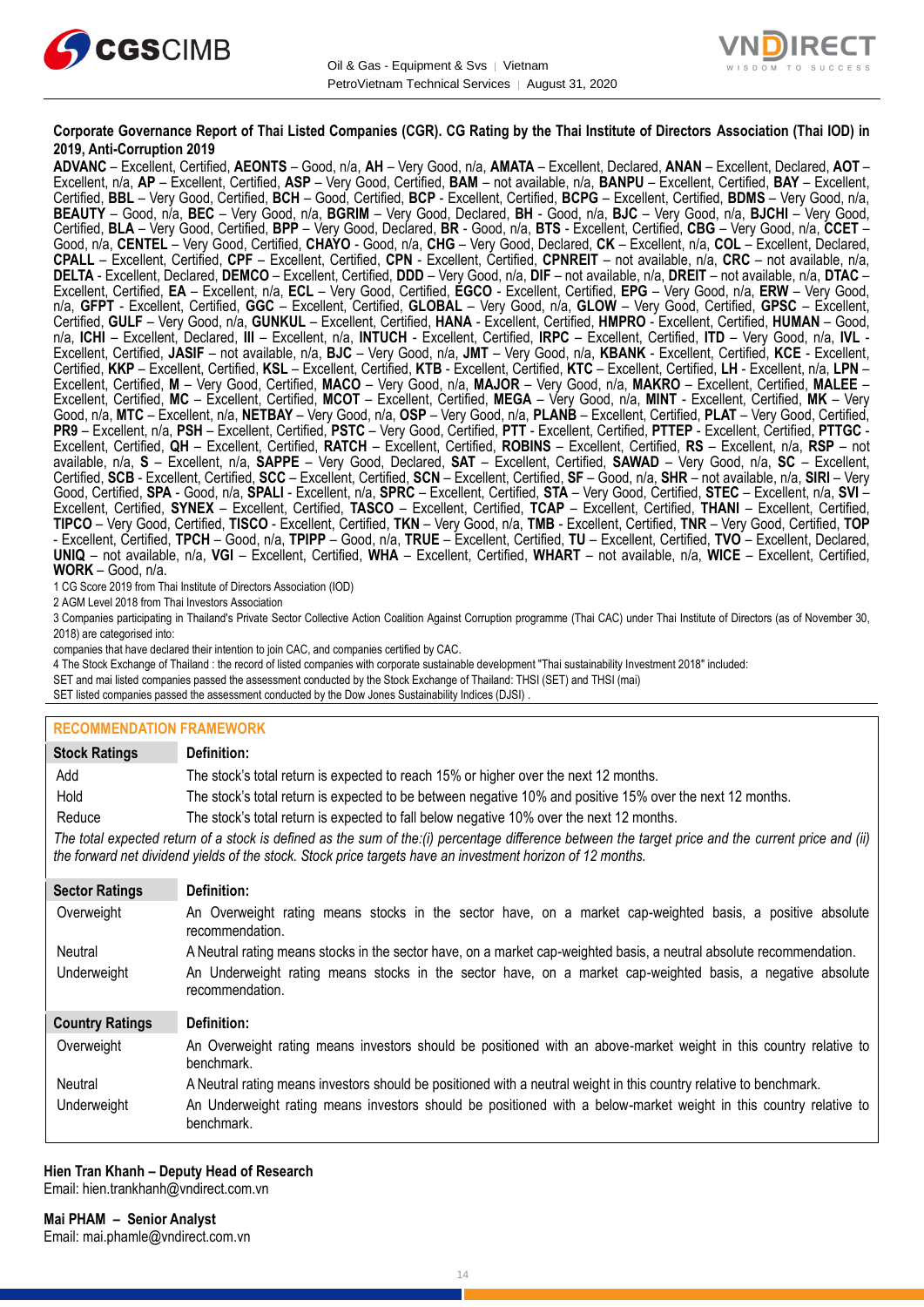**Corporate Governance Report of Thai Listed Companies (CGR). CG Rating by the Thai Institute of Directors Association (Thai IOD) in 2019, Anti-Corruption 2019**

**ADVANC** – Excellent, Certified, **AEONTS** – Good, n/a, **AH** – Very Good, n/a, **AMATA** – Excellent, Declared, **ANAN** – Excellent, Declared, **AOT** – Excellent, n/a, **AP** – Excellent, Certified, **ASP** – Very Good, Certified, **BAM** – not available, n/a, **BANPU** – Excellent, Certified, **BAY** – Excellent, Certified, **BBL** – Very Good, Certified, **BCH** – Good, Certified, **BCP** - Excellent, Certified, **BCPG** – Excellent, Certified, **BDMS** – Very Good, n/a, **BEAUTY** – Good, n/a, **BEC** – Very Good, n/a, **BGRIM** – Very Good, Declared, **BH** - Good, n/a, **BJC** – Very Good, n/a, **BJCHI** – Very Good, Certified, **BLA** – Very Good, Certified, **BPP** – Very Good, Declared, **BR** - Good, n/a, **BTS** - Excellent, Certified, **CBG** – Very Good, n/a, **CCET** – Good, n/a, **CENTEL** – Very Good, Certified, **CHAYO** - Good, n/a, **CHG** – Very Good, Declared, **CK** – Excellent, n/a, **COL** – Excellent, Declared, **CPALL** – Excellent, Certified, **CPF** – Excellent, Certified, **CPN** - Excellent, Certified, **CPNREIT** – not available, n/a, **CRC** – not available, n/a, **DELTA** - Excellent, Declared, **DEMCO** – Excellent, Certified, **DDD** – Very Good, n/a, **DIF** – not available, n/a, **DREIT** – not available, n/a, **DTAC** – Excellent, Certified, **EA** – Excellent, n/a, **ECL** – Very Good, Certified, **EGCO** - Excellent, Certified, **EPG** – Very Good, n/a, **ERW** – Very Good, n/a, **GFPT** - Excellent, Certified, **GGC** – Excellent, Certified, **GLOBAL** – Very Good, n/a, **GLOW** – Very Good, Certified, **GPSC** – Excellent, Certified, **GULF** – Very Good, n/a, **GUNKUL** – Excellent, Certified, **HANA** - Excellent, Certified, **HMPRO** - Excellent, Certified, **HUMAN** – Good, n/a, **ICHI** – Excellent, Declared, **III** – Excellent, n/a, **INTUCH** - Excellent, Certified, **IRPC** – Excellent, Certified, **ITD** – Very Good, n/a, **IVL** - Excellent, Certified, **JASIF** – not available, n/a, **BJC** – Very Good, n/a, **JMT** – Very Good, n/a, **KBANK** - Excellent, Certified, **KCE** - Excellent, Certified, **KKP** – Excellent, Certified, **KSL** – Excellent, Certified, **KTB** - Excellent, Certified, **KTC** – Excellent, Certified, **LH** - Excellent, n/a, **LPN** – Excellent, Certified, **M** – Very Good, Certified, **MACO** – Very Good, n/a, **MAJOR** – Very Good, n/a, **MAKRO** – Excellent, Certified, **MALEE** – Excellent, Certified, **MC** – Excellent, Certified, **MCOT** – Excellent, Certified, **MEGA** – Very Good, n/a, **MINT** - Excellent, Certified, **MK** – Very Good, n/a, **MTC** – Excellent, n/a, **NETBAY** – Very Good, n/a, **OSP** – Very Good, n/a, **PLANB** – Excellent, Certified, **PLAT** – Very Good, Certified, **PR9** – Excellent, n/a, **PSH** – Excellent, Certified, **PSTC** – Very Good, Certified, **PTT** - Excellent, Certified, **PTTEP** - Excellent, Certified, **PTTGC** - Excellent, Certified, **QH** – Excellent, Certified, **RATCH** – Excellent, Certified, **ROBINS** – Excellent, Certified, **RS** – Excellent, n/a, **RSP** – not available, n/a, **S** – Excellent, n/a, **SAPPE** – Very Good, Declared, **SAT** – Excellent, Certified, **SAWAD** – Very Good, n/a, **SC** – Excellent, Certified, **SCB** - Excellent, Certified, **SCC** – Excellent, Certified, **SCN** – Excellent, Certified, **SF** – Good, n/a, **SHR** – not available, n/a, **SIRI** – Very Good, Certified, **SPA** - Good, n/a, **SPALI** - Excellent, n/a, **SPRC** – Excellent, Certified, **STA** – Very Good, Certified, **STEC** – Excellent, n/a, **SVI** – Excellent, Certified, **SYNEX** – Excellent, Certified, **TASCO** – Excellent, Certified, **TCAP** – Excellent, Certified, **THANI** – Excellent, Certified, **TIPCO** – Very Good, Certified, **TISCO** - Excellent, Certified, **TKN** – Very Good, n/a, **TMB** - Excellent, Certified, **TNR** – Very Good, Certified, **TOP** - Excellent, Certified, **TPCH** – Good, n/a, **TPIPP** – Good, n/a, **TRUE** – Excellent, Certified, **TU** – Excellent, Certified, **TVO** – Excellent, Declared, **UNIQ** – not available, n/a, **VGI** – Excellent, Certified, **WHA** – Excellent, Certified, **WHART** – not available, n/a, **WICE** – Excellent, Certified, **WORK** – Good, n/a.

1 CG Score 2019 from Thai Institute of Directors Association (IOD)

2 AGM Level 2018 from Thai Investors Association

3 Companies participating in Thailand's Private Sector Collective Action Coalition Against Corruption programme (Thai CAC) under Thai Institute of Directors (as of November 30, 2018) are categorised into:

companies that have declared their intention to join CAC, and companies certified by CAC.

4 The Stock Exchange of Thailand : the record of listed companies with corporate sustainable development "Thai sustainability Investment 2018" included:

SET and mai listed companies passed the assessment conducted by the Stock Exchange of Thailand: THSI (SET) and THSI (mai)

SET listed companies passed the assessment conducted by the Dow Jones Sustainability Indices (DJSI) .

## RECOMMENDATION FRAMEWORK

| Stock Ratings | Definition: |
|---|---|
| Add | The stock's total return is expected to reach 15% or higher over the next 12 months. |
| Hold | The stock's total return is expected to be between negative 10% and positive 15% over the next 12 months. |
| Reduce | The stock's total return is expected to fall below negative 10% over the next 12 months. |

*The total expected return of a stock is defined as the sum of the:(i) percentage difference between the target price and the current price and (ii) the forward net dividend yields of the stock. Stock price targets have an investment horizon of 12 months.*

| Sector Ratings | Definition: |
|---|---|
| Overweight | An Overweight rating means stocks in the sector have, on a market cap-weighted basis, a positive absolute recommendation. |
| Neutral | A Neutral rating means stocks in the sector have, on a market cap-weighted basis, a neutral absolute recommendation. |
| Underweight | An Underweight rating means stocks in the sector have, on a market cap-weighted basis, a negative absolute recommendation. |

| Country Ratings | Definition: |
|---|---|
| Overweight | An Overweight rating means investors should be positioned with an above-market weight in this country relative to benchmark. |
| Neutral | A Neutral rating means investors should be positioned with a neutral weight in this country relative to benchmark. |
| Underweight | An Underweight rating means investors should be positioned with a below-market weight in this country relative to benchmark. |

**Hien Tran Khanh – Deputy Head of Research**
Email: hien.trankhanh@vndirect.com.vn

**Mai PHAM – Senior Analyst**
Email: mai.phamle@vndirect.com.vn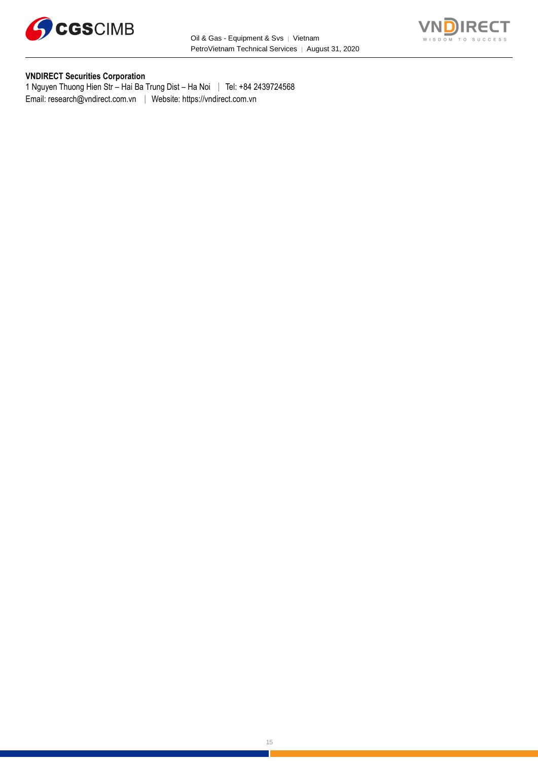**VNDIRECT Securities Corporation**

1 Nguyen Thuong Hien Str – Hai Ba Trung Dist – Ha Noi | Tel: +84 2439724568

Email: research@vndirect.com.vn | Website: https://vndirect.com.vn